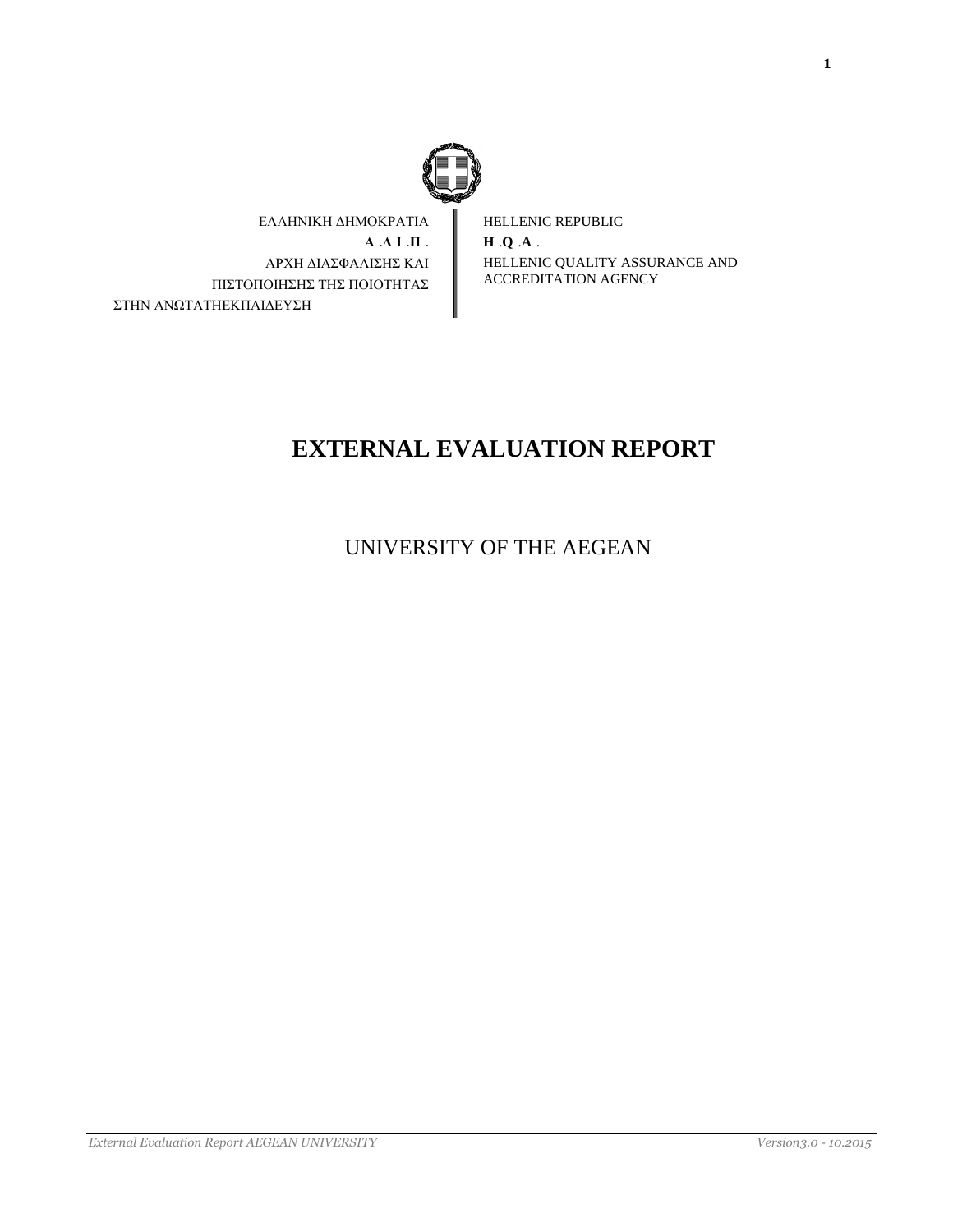ΕΛΛΗΝΙΚΗ ΔΗΜΟΚΡΑΤΙΑ

**Α .Δ Ι .Π .**

ΑΡΧΗ ΔΙΑΣΦΑΛΙΣΗΣ ΚΑΙ ΠΙΣΤΟΠΟΙΗΣΗΣ ΤΗΣ ΠΟΙΟΤΗΤΑΣ ΣΤΗΝ ΑΝΩΤΑΤΗΕΚΠΑΙΔΕΥΣΗ

HELLENIC REPUBLIC

**H .Q .A .**

HELLENIC QUALITY ASSURANCE AND ACCREDITATION AGENCY

# EXTERNAL EVALUATION REPORT

## UNIVERSITY OF THE AEGEAN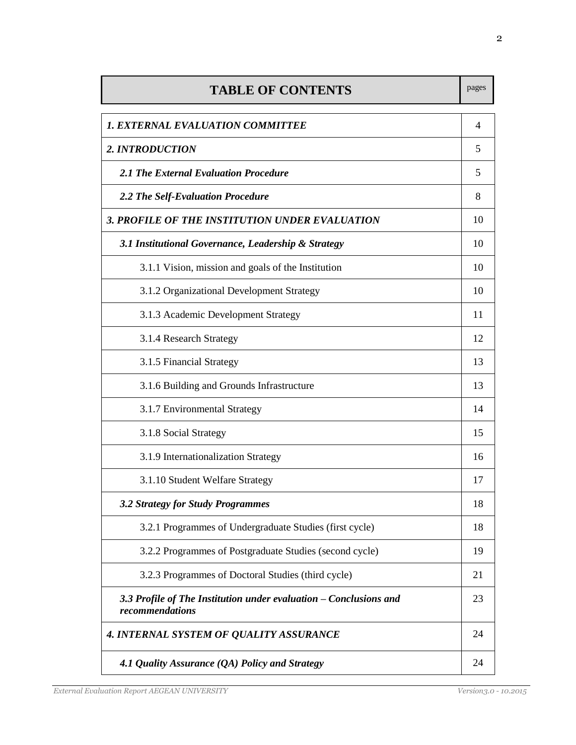| TABLE OF CONTENTS | pages |
|---|---|
| ***1. EXTERNAL EVALUATION COMMITTEE*** | 4 |
| ***2. INTRODUCTION*** | 5 |
| ***2.1 The External Evaluation Procedure*** | 5 |
| ***2.2 The Self-Evaluation Procedure*** | 8 |
| ***3. PROFILE OF THE INSTITUTION UNDER EVALUATION*** | 10 |
| ***3.1 Institutional Governance, Leadership & Strategy*** | 10 |
| 3.1.1 Vision, mission and goals of the Institution | 10 |
| 3.1.2 Organizational Development Strategy | 10 |
| 3.1.3 Academic Development Strategy | 11 |
| 3.1.4 Research Strategy | 12 |
| 3.1.5 Financial Strategy | 13 |
| 3.1.6 Building and Grounds Infrastructure | 13 |
| 3.1.7 Environmental Strategy | 14 |
| 3.1.8 Social Strategy | 15 |
| 3.1.9 Internationalization Strategy | 16 |
| 3.1.10 Student Welfare Strategy | 17 |
| ***3.2 Strategy for Study Programmes*** | 18 |
| 3.2.1 Programmes of Undergraduate Studies (first cycle) | 18 |
| 3.2.2 Programmes of Postgraduate Studies (second cycle) | 19 |
| 3.2.3 Programmes of Doctoral Studies (third cycle) | 21 |
| ***3.3 Profile of The Institution under evaluation – Conclusions and recommendations*** | 23 |
| ***4. INTERNAL SYSTEM OF QUALITY ASSURANCE*** | 24 |
| ***4.1 Quality Assurance (QA) Policy and Strategy*** | 24 |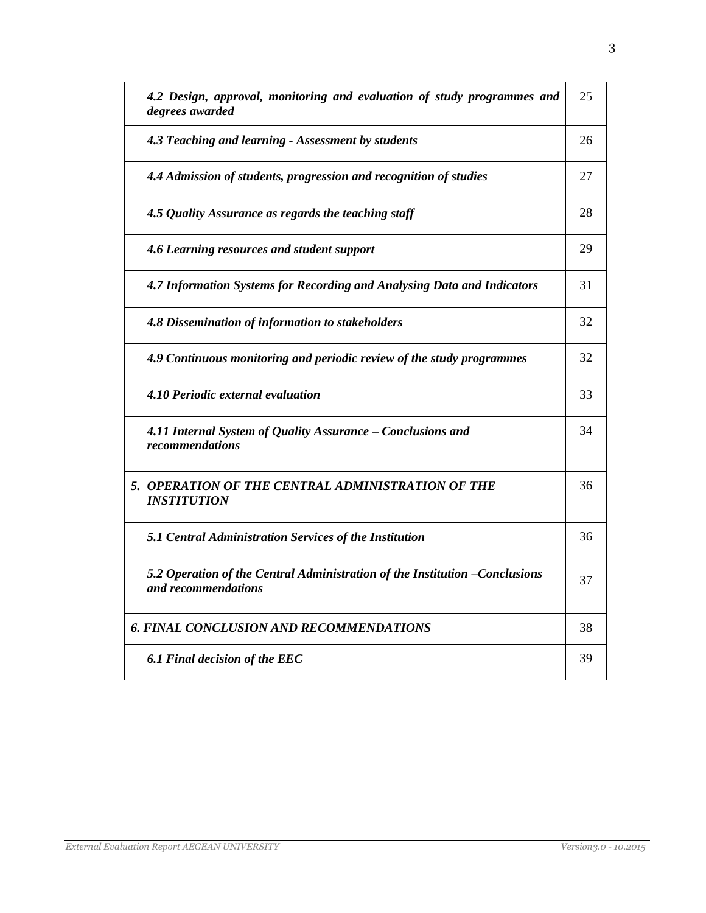| | |
|---|---|
| ***4.2 Design, approval, monitoring and evaluation of study programmes and degrees awarded*** | 25 |
| ***4.3 Teaching and learning - Assessment by students*** | 26 |
| ***4.4 Admission of students, progression and recognition of studies*** | 27 |
| ***4.5 Quality Assurance as regards the teaching staff*** | 28 |
| ***4.6 Learning resources and student support*** | 29 |
| ***4.7 Information Systems for Recording and Analysing Data and Indicators*** | 31 |
| ***4.8 Dissemination of information to stakeholders*** | 32 |
| ***4.9 Continuous monitoring and periodic review of the study programmes*** | 32 |
| ***4.10 Periodic external evaluation*** | 33 |
| ***4.11 Internal System of Quality Assurance – Conclusions and recommendations*** | 34 |
| ***5. OPERATION OF THE CENTRAL ADMINISTRATION OF THE INSTITUTION*** | 36 |
| ***5.1 Central Administration Services of the Institution*** | 36 |
| ***5.2 Operation of the Central Administration of the Institution –Conclusions and recommendations*** | 37 |
| ***6. FINAL CONCLUSION AND RECOMMENDATIONS*** | 38 |
| ***6.1 Final decision of the EEC*** | 39 |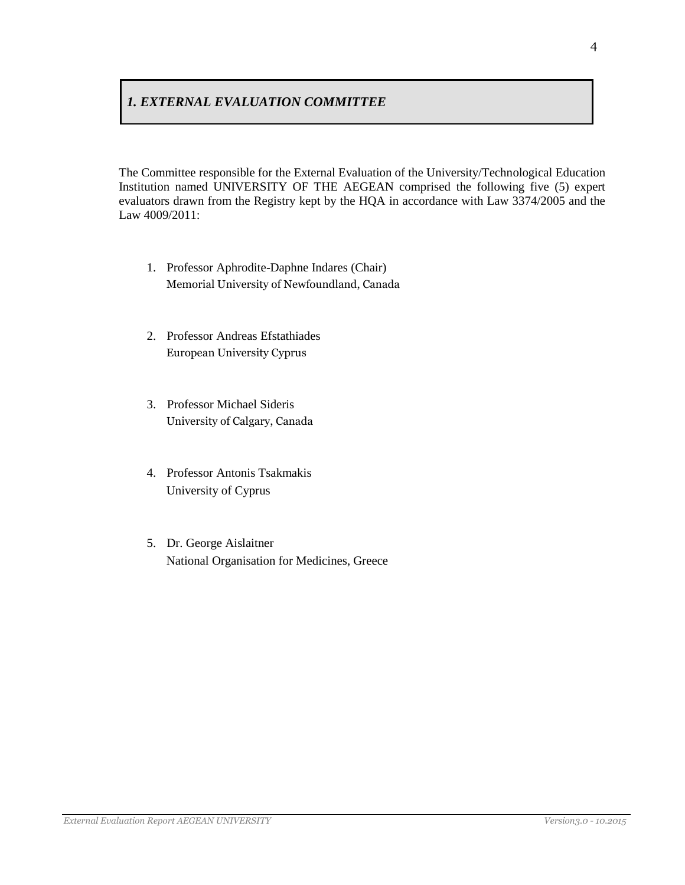# *1. EXTERNAL EVALUATION COMMITTEE*

The Committee responsible for the External Evaluation of the University/Technological Education Institution named UNIVERSITY OF THE AEGEAN comprised the following five (5) expert evaluators drawn from the Registry kept by the HQA in accordance with Law 3374/2005 and the Law 4009/2011:

1. Professor Aphrodite-Daphne Indares (Chair)
   Memorial University of Newfoundland, Canada

2. Professor Andreas Efstathiades
   European University Cyprus

3. Professor Michael Sideris
   University of Calgary, Canada

4. Professor Antonis Tsakmakis
   University of Cyprus

5. Dr. George Aislaitner
   National Organisation for Medicines, Greece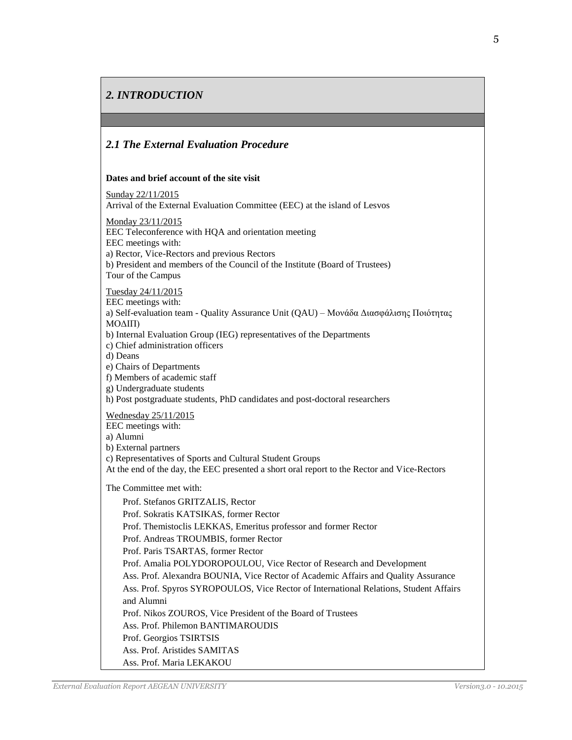## *2. INTRODUCTION*

### *2.1 The External Evaluation Procedure*

**Dates and brief account of the site visit**

Sunday 22/11/2015
Arrival of the External Evaluation Committee (EEC) at the island of Lesvos

Monday 23/11/2015
EEC Teleconference with HQA and orientation meeting
EEC meetings with:
a) Rector, Vice-Rectors and previous Rectors
b) President and members of the Council of the Institute (Board of Trustees)
Tour of the Campus

Tuesday 24/11/2015
EEC meetings with:
a) Self-evaluation team - Quality Assurance Unit (QAU) – Μονάδα Διασφάλισης Ποιότητας ΜΟΔΙΠ)
b) Internal Evaluation Group (IEG) representatives of the Departments
c) Chief administration officers
d) Deans
e) Chairs of Departments
f) Members of academic staff
g) Undergraduate students
h) Post postgraduate students, PhD candidates and post-doctoral researchers

Wednesday 25/11/2015
EEC meetings with:
a) Alumni
b) External partners
c) Representatives of Sports and Cultural Student Groups
At the end of the day, the EEC presented a short oral report to the Rector and Vice-Rectors

The Committee met with:

Prof. Stefanos GRITZALIS, Rector
Prof. Sokratis KATSIKAS, former Rector
Prof. Themistoclis LEKKAS, Emeritus professor and former Rector
Prof. Andreas TROUMBIS, former Rector
Prof. Paris TSARTAS, former Rector
Prof. Amalia POLYDOROPOULOU, Vice Rector of Research and Development
Ass. Prof. Alexandra BOUNIA, Vice Rector of Academic Affairs and Quality Assurance
Ass. Prof. Spyros SYROPOULOS, Vice Rector of International Relations, Student Affairs and Alumni
Prof. Nikos ZOUROS, Vice President of the Board of Trustees
Ass. Prof. Philemon BANTIMAROUDIS
Prof. Georgios TSIRTSIS
Ass. Prof. Aristides SAMITAS
Ass. Prof. Maria LEKAKOU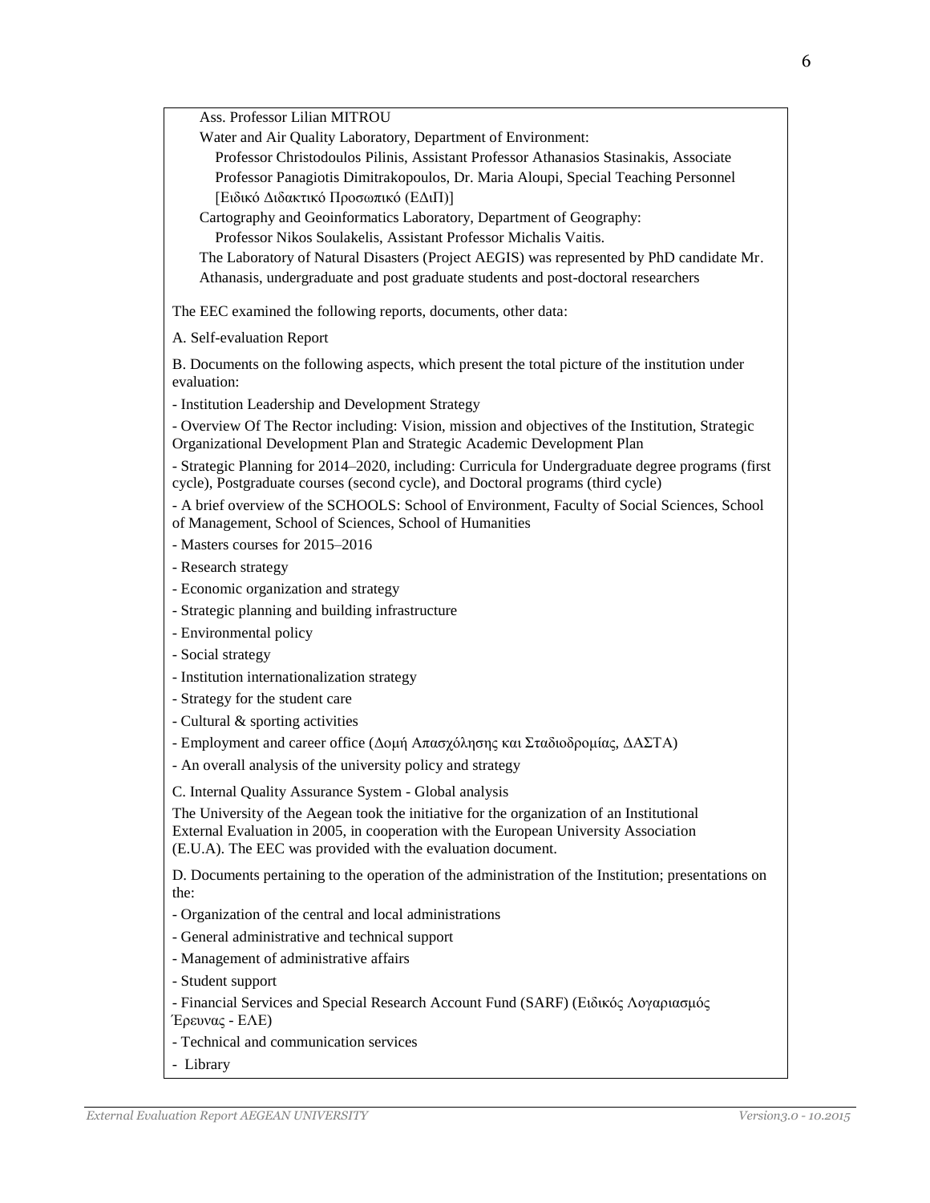Ass. Professor Lilian MITROU

Water and Air Quality Laboratory, Department of Environment:

Professor Christodoulos Pilinis, Assistant Professor Athanasios Stasinakis, Associate Professor Panagiotis Dimitrakopoulos, Dr. Maria Aloupi, Special Teaching Personnel [Ειδικό Διδακτικό Προσωπικό (ΕΔιΠ)]

Cartography and Geoinformatics Laboratory, Department of Geography:

Professor Nikos Soulakelis, Assistant Professor Michalis Vaitis.

The Laboratory of Natural Disasters (Project AEGIS) was represented by PhD candidate Mr. Athanasis, undergraduate and post graduate students and post-doctoral researchers

The EEC examined the following reports, documents, other data:

A. Self-evaluation Report

B. Documents on the following aspects, which present the total picture of the institution under evaluation:

- Institution Leadership and Development Strategy
- Overview Of The Rector including: Vision, mission and objectives of the Institution, Strategic Organizational Development Plan and Strategic Academic Development Plan
- Strategic Planning for 2014–2020, including: Curricula for Undergraduate degree programs (first cycle), Postgraduate courses (second cycle), and Doctoral programs (third cycle)
- A brief overview of the SCHOOLS: School of Environment, Faculty of Social Sciences, School of Management, School of Sciences, School of Humanities
- Masters courses for 2015–2016
- Research strategy
- Economic organization and strategy
- Strategic planning and building infrastructure
- Environmental policy
- Social strategy
- Institution internationalization strategy
- Strategy for the student care
- Cultural & sporting activities
- Employment and career office (Δομή Απασχόλησης και Σταδιοδρομίας, ΔΑΣΤΑ)
- An overall analysis of the university policy and strategy

C. Internal Quality Assurance System - Global analysis

The University of the Aegean took the initiative for the organization of an Institutional External Evaluation in 2005, in cooperation with the European University Association (E.U.A). The EEC was provided with the evaluation document.

D. Documents pertaining to the operation of the administration of the Institution; presentations on the:

- Organization of the central and local administrations
- General administrative and technical support
- Management of administrative affairs
- Student support
- Financial Services and Special Research Account Fund (SARF) (Ειδικός Λογαριασμός Έρευνας - ΕΛΕ)
- Technical and communication services
- Library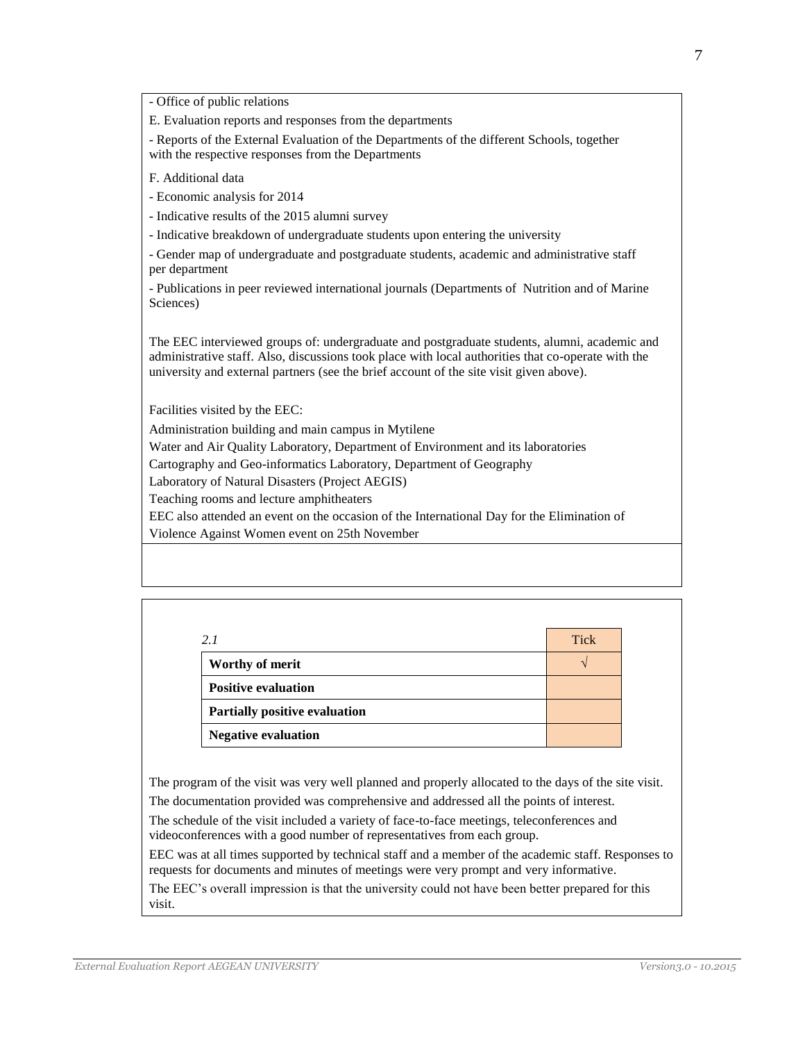- Office of public relations

E. Evaluation reports and responses from the departments

- Reports of the External Evaluation of the Departments of the different Schools, together with the respective responses from the Departments

F. Additional data

- Economic analysis for 2014
- Indicative results of the 2015 alumni survey
- Indicative breakdown of undergraduate students upon entering the university
- Gender map of undergraduate and postgraduate students, academic and administrative staff per department
- Publications in peer reviewed international journals (Departments of Nutrition and of Marine Sciences)

The EEC interviewed groups of: undergraduate and postgraduate students, alumni, academic and administrative staff. Also, discussions took place with local authorities that co-operate with the university and external partners (see the brief account of the site visit given above).

Facilities visited by the EEC:

Administration building and main campus in Mytilene

Water and Air Quality Laboratory, Department of Environment and its laboratories

Cartography and Geo-informatics Laboratory, Department of Geography

Laboratory of Natural Disasters (Project AEGIS)

Teaching rooms and lecture amphitheaters

EEC also attended an event on the occasion of the International Day for the Elimination of Violence Against Women event on 25th November

| *2.1* | Tick |
|---|---|
| **Worthy of merit** | √ |
| **Positive evaluation** | |
| **Partially positive evaluation** | |
| **Negative evaluation** | |

The program of the visit was very well planned and properly allocated to the days of the site visit.

The documentation provided was comprehensive and addressed all the points of interest.

The schedule of the visit included a variety of face-to-face meetings, teleconferences and videoconferences with a good number of representatives from each group.

EEC was at all times supported by technical staff and a member of the academic staff. Responses to requests for documents and minutes of meetings were very prompt and very informative.

The EEC's overall impression is that the university could not have been better prepared for this visit.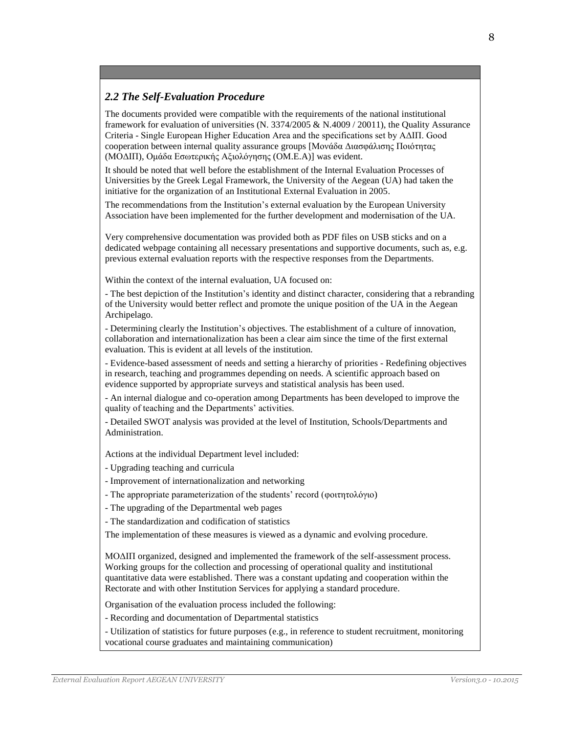## *2.2 The Self-Evaluation Procedure*

The documents provided were compatible with the requirements of the national institutional framework for evaluation of universities (N. 3374/2005 & N.4009 / 20011), the Quality Assurance Criteria - Single European Higher Education Area and the specifications set by ΑΔΙΠ. Good cooperation between internal quality assurance groups [Μονάδα Διασφάλισης Ποιότητας (ΜΟΔΙΠ), Ομάδα Εσωτερικής Αξιολόγησης (ΟΜ.Ε.Α)] was evident.

It should be noted that well before the establishment of the Internal Evaluation Processes of Universities by the Greek Legal Framework, the University of the Aegean (UA) had taken the initiative for the organization of an Institutional External Evaluation in 2005.

The recommendations from the Institution's external evaluation by the European University Association have been implemented for the further development and modernisation of the UA.

Very comprehensive documentation was provided both as PDF files on USB sticks and on a dedicated webpage containing all necessary presentations and supportive documents, such as, e.g. previous external evaluation reports with the respective responses from the Departments.

Within the context of the internal evaluation, UA focused on:

- The best depiction of the Institution's identity and distinct character, considering that a rebranding of the University would better reflect and promote the unique position of the UA in the Aegean Archipelago.
- Determining clearly the Institution's objectives. The establishment of a culture of innovation, collaboration and internationalization has been a clear aim since the time of the first external evaluation. This is evident at all levels of the institution.
- Evidence-based assessment of needs and setting a hierarchy of priorities - Redefining objectives in research, teaching and programmes depending on needs. A scientific approach based on evidence supported by appropriate surveys and statistical analysis has been used.
- An internal dialogue and co-operation among Departments has been developed to improve the quality of teaching and the Departments' activities.
- Detailed SWOT analysis was provided at the level of Institution, Schools/Departments and Administration.

Actions at the individual Department level included:

- Upgrading teaching and curricula
- Improvement of internationalization and networking
- The appropriate parameterization of the students' record (φοιτητολόγιο)
- The upgrading of the Departmental web pages
- The standardization and codification of statistics

The implementation of these measures is viewed as a dynamic and evolving procedure.

ΜΟΔΙΠ organized, designed and implemented the framework of the self-assessment process. Working groups for the collection and processing of operational quality and institutional quantitative data were established. There was a constant updating and cooperation within the Rectorate and with other Institution Services for applying a standard procedure.

Organisation of the evaluation process included the following:

- Recording and documentation of Departmental statistics
- Utilization of statistics for future purposes (e.g., in reference to student recruitment, monitoring vocational course graduates and maintaining communication)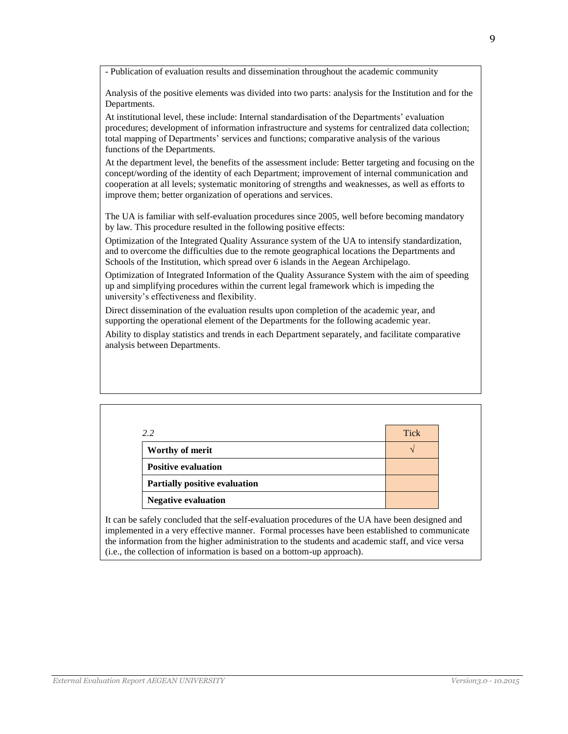- Publication of evaluation results and dissemination throughout the academic community

Analysis of the positive elements was divided into two parts: analysis for the Institution and for the Departments.

At institutional level, these include: Internal standardisation of the Departments' evaluation procedures; development of information infrastructure and systems for centralized data collection; total mapping of Departments' services and functions; comparative analysis of the various functions of the Departments.

At the department level, the benefits of the assessment include: Better targeting and focusing on the concept/wording of the identity of each Department; improvement of internal communication and cooperation at all levels; systematic monitoring of strengths and weaknesses, as well as efforts to improve them; better organization of operations and services.

The UA is familiar with self-evaluation procedures since 2005, well before becoming mandatory by law. This procedure resulted in the following positive effects:

Optimization of the Integrated Quality Assurance system of the UA to intensify standardization, and to overcome the difficulties due to the remote geographical locations the Departments and Schools of the Institution, which spread over 6 islands in the Aegean Archipelago.

Optimization of Integrated Information of the Quality Assurance System with the aim of speeding up and simplifying procedures within the current legal framework which is impeding the university's effectiveness and flexibility.

Direct dissemination of the evaluation results upon completion of the academic year, and supporting the operational element of the Departments for the following academic year.

Ability to display statistics and trends in each Department separately, and facilitate comparative analysis between Departments.

| *2.2* | Tick |
|---|---|
| **Worthy of merit** | √ |
| **Positive evaluation** | |
| **Partially positive evaluation** | |
| **Negative evaluation** | |

It can be safely concluded that the self-evaluation procedures of the UA have been designed and implemented in a very effective manner. Formal processes have been established to communicate the information from the higher administration to the students and academic staff, and vice versa (i.e., the collection of information is based on a bottom-up approach).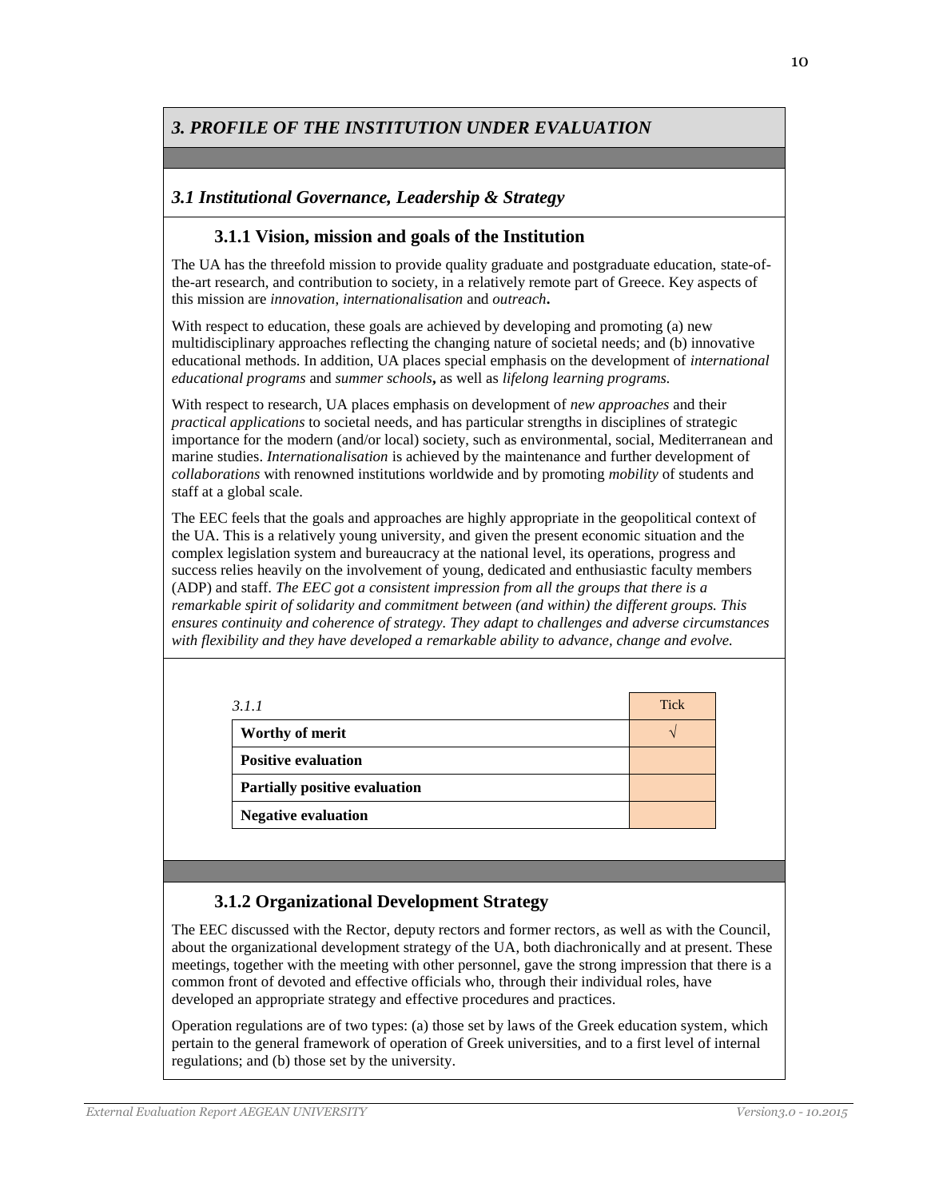## *3. PROFILE OF THE INSTITUTION UNDER EVALUATION*

### *3.1 Institutional Governance, Leadership & Strategy*

#### 3.1.1 Vision, mission and goals of the Institution

The UA has the threefold mission to provide quality graduate and postgraduate education, state-of-the-art research, and contribution to society, in a relatively remote part of Greece. Key aspects of this mission are *innovation*, *internationalisation* and *outreach***.**

With respect to education, these goals are achieved by developing and promoting (a) new multidisciplinary approaches reflecting the changing nature of societal needs; and (b) innovative educational methods. In addition, UA places special emphasis on the development of *international educational programs* and *summer schools***,** as well as *lifelong learning programs.*

With respect to research, UA places emphasis on development of *new approaches* and their *practical applications* to societal needs, and has particular strengths in disciplines of strategic importance for the modern (and/or local) society, such as environmental, social, Mediterranean and marine studies. *Internationalisation* is achieved by the maintenance and further development of *collaborations* with renowned institutions worldwide and by promoting *mobility* of students and staff at a global scale.

The EEC feels that the goals and approaches are highly appropriate in the geopolitical context of the UA. This is a relatively young university, and given the present economic situation and the complex legislation system and bureaucracy at the national level, its operations, progress and success relies heavily on the involvement of young, dedicated and enthusiastic faculty members (ADP) and staff. *The EEC got a consistent impression from all the groups that there is a remarkable spirit of solidarity and commitment between (and within) the different groups. This ensures continuity and coherence of strategy. They adapt to challenges and adverse circumstances with flexibility and they have developed a remarkable ability to advance, change and evolve.*

| *3.1.1* | Tick |
|---|---|
| **Worthy of merit** | √ |
| **Positive evaluation** | |
| **Partially positive evaluation** | |
| **Negative evaluation** | |

#### 3.1.2 Organizational Development Strategy

The EEC discussed with the Rector, deputy rectors and former rectors, as well as with the Council, about the organizational development strategy of the UA, both diachronically and at present. These meetings, together with the meeting with other personnel, gave the strong impression that there is a common front of devoted and effective officials who, through their individual roles, have developed an appropriate strategy and effective procedures and practices.

Operation regulations are of two types: (a) those set by laws of the Greek education system, which pertain to the general framework of operation of Greek universities, and to a first level of internal regulations; and (b) those set by the university.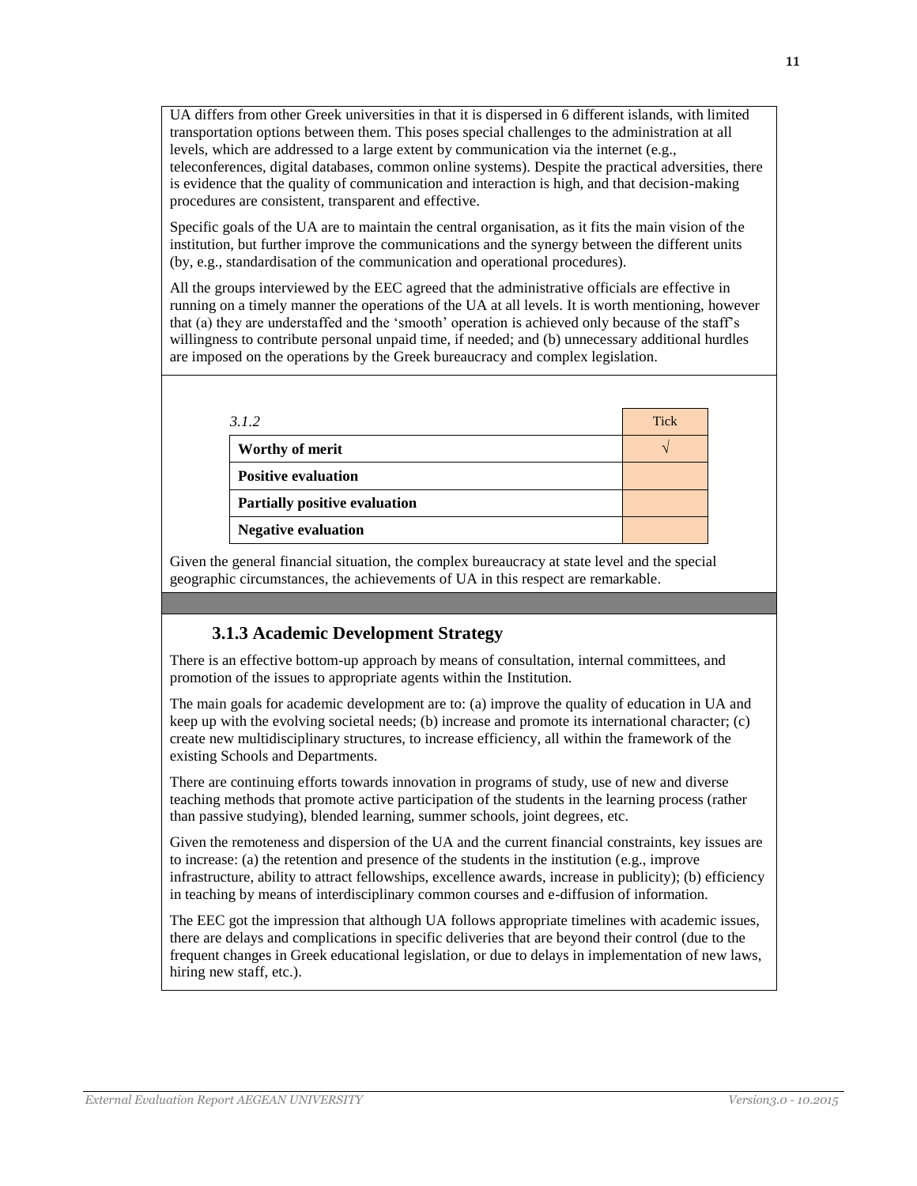UA differs from other Greek universities in that it is dispersed in 6 different islands, with limited transportation options between them. This poses special challenges to the administration at all levels, which are addressed to a large extent by communication via the internet (e.g., teleconferences, digital databases, common online systems). Despite the practical adversities, there is evidence that the quality of communication and interaction is high, and that decision-making procedures are consistent, transparent and effective.

Specific goals of the UA are to maintain the central organisation, as it fits the main vision of the institution, but further improve the communications and the synergy between the different units (by, e.g., standardisation of the communication and operational procedures).

All the groups interviewed by the EEC agreed that the administrative officials are effective in running on a timely manner the operations of the UA at all levels. It is worth mentioning, however that (a) they are understaffed and the 'smooth' operation is achieved only because of the staff's willingness to contribute personal unpaid time, if needed; and (b) unnecessary additional hurdles are imposed on the operations by the Greek bureaucracy and complex legislation.

| *3.1.2* | Tick |
|---|---|
| **Worthy of merit** | √ |
| **Positive evaluation** | |
| **Partially positive evaluation** | |
| **Negative evaluation** | |

Given the general financial situation, the complex bureaucracy at state level and the special geographic circumstances, the achievements of UA in this respect are remarkable.

### 3.1.3 Academic Development Strategy

There is an effective bottom-up approach by means of consultation, internal committees, and promotion of the issues to appropriate agents within the Institution.

The main goals for academic development are to: (a) improve the quality of education in UA and keep up with the evolving societal needs; (b) increase and promote its international character; (c) create new multidisciplinary structures, to increase efficiency, all within the framework of the existing Schools and Departments.

There are continuing efforts towards innovation in programs of study, use of new and diverse teaching methods that promote active participation of the students in the learning process (rather than passive studying), blended learning, summer schools, joint degrees, etc.

Given the remoteness and dispersion of the UA and the current financial constraints, key issues are to increase: (a) the retention and presence of the students in the institution (e.g., improve infrastructure, ability to attract fellowships, excellence awards, increase in publicity); (b) efficiency in teaching by means of interdisciplinary common courses and e-diffusion of information.

The EEC got the impression that although UA follows appropriate timelines with academic issues, there are delays and complications in specific deliveries that are beyond their control (due to the frequent changes in Greek educational legislation, or due to delays in implementation of new laws, hiring new staff, etc.).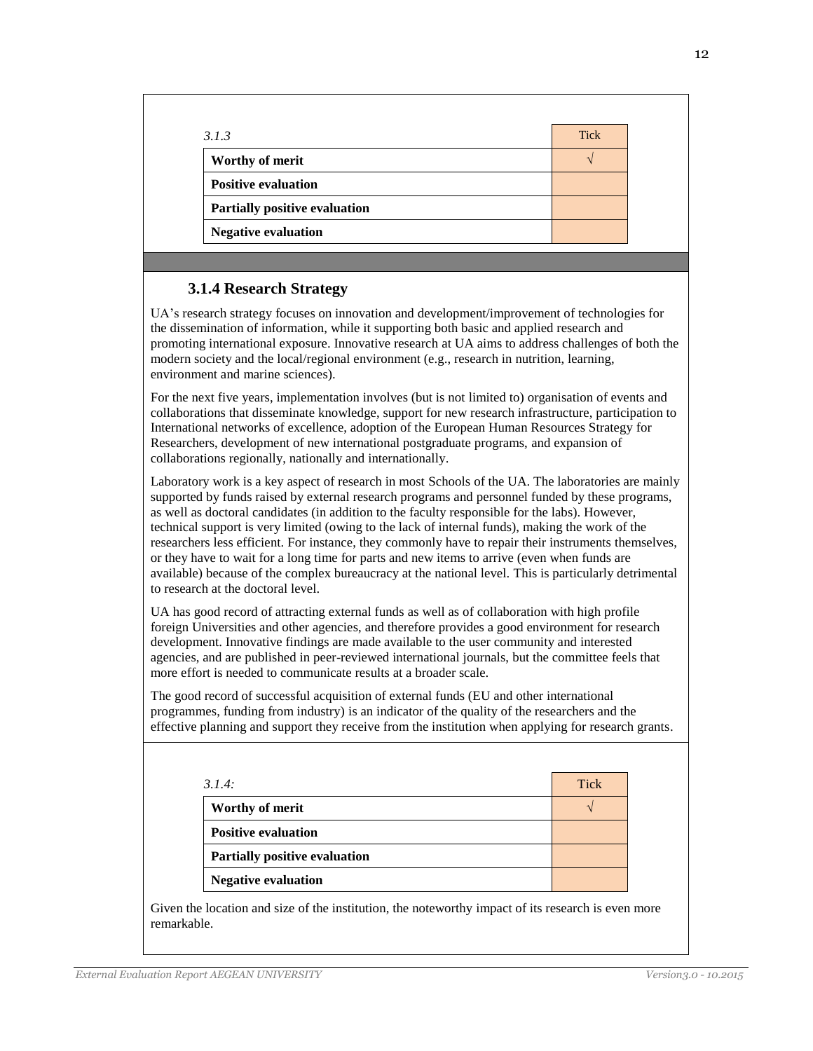| *3.1.3* | Tick |
|---|---|
| **Worthy of merit** | √ |
| **Positive evaluation** | |
| **Partially positive evaluation** | |
| **Negative evaluation** | |

### 3.1.4 Research Strategy

UA's research strategy focuses on innovation and development/improvement of technologies for the dissemination of information, while it supporting both basic and applied research and promoting international exposure. Innovative research at UA aims to address challenges of both the modern society and the local/regional environment (e.g., research in nutrition, learning, environment and marine sciences).

For the next five years, implementation involves (but is not limited to) organisation of events and collaborations that disseminate knowledge, support for new research infrastructure, participation to International networks of excellence, adoption of the European Human Resources Strategy for Researchers, development of new international postgraduate programs, and expansion of collaborations regionally, nationally and internationally.

Laboratory work is a key aspect of research in most Schools of the UA. The laboratories are mainly supported by funds raised by external research programs and personnel funded by these programs, as well as doctoral candidates (in addition to the faculty responsible for the labs). However, technical support is very limited (owing to the lack of internal funds), making the work of the researchers less efficient. For instance, they commonly have to repair their instruments themselves, or they have to wait for a long time for parts and new items to arrive (even when funds are available) because of the complex bureaucracy at the national level. This is particularly detrimental to research at the doctoral level.

UA has good record of attracting external funds as well as of collaboration with high profile foreign Universities and other agencies, and therefore provides a good environment for research development. Innovative findings are made available to the user community and interested agencies, and are published in peer-reviewed international journals, but the committee feels that more effort is needed to communicate results at a broader scale.

The good record of successful acquisition of external funds (EU and other international programmes, funding from industry) is an indicator of the quality of the researchers and the effective planning and support they receive from the institution when applying for research grants.

| *3.1.4:* | Tick |
|---|---|
| **Worthy of merit** | √ |
| **Positive evaluation** | |
| **Partially positive evaluation** | |
| **Negative evaluation** | |

Given the location and size of the institution, the noteworthy impact of its research is even more remarkable.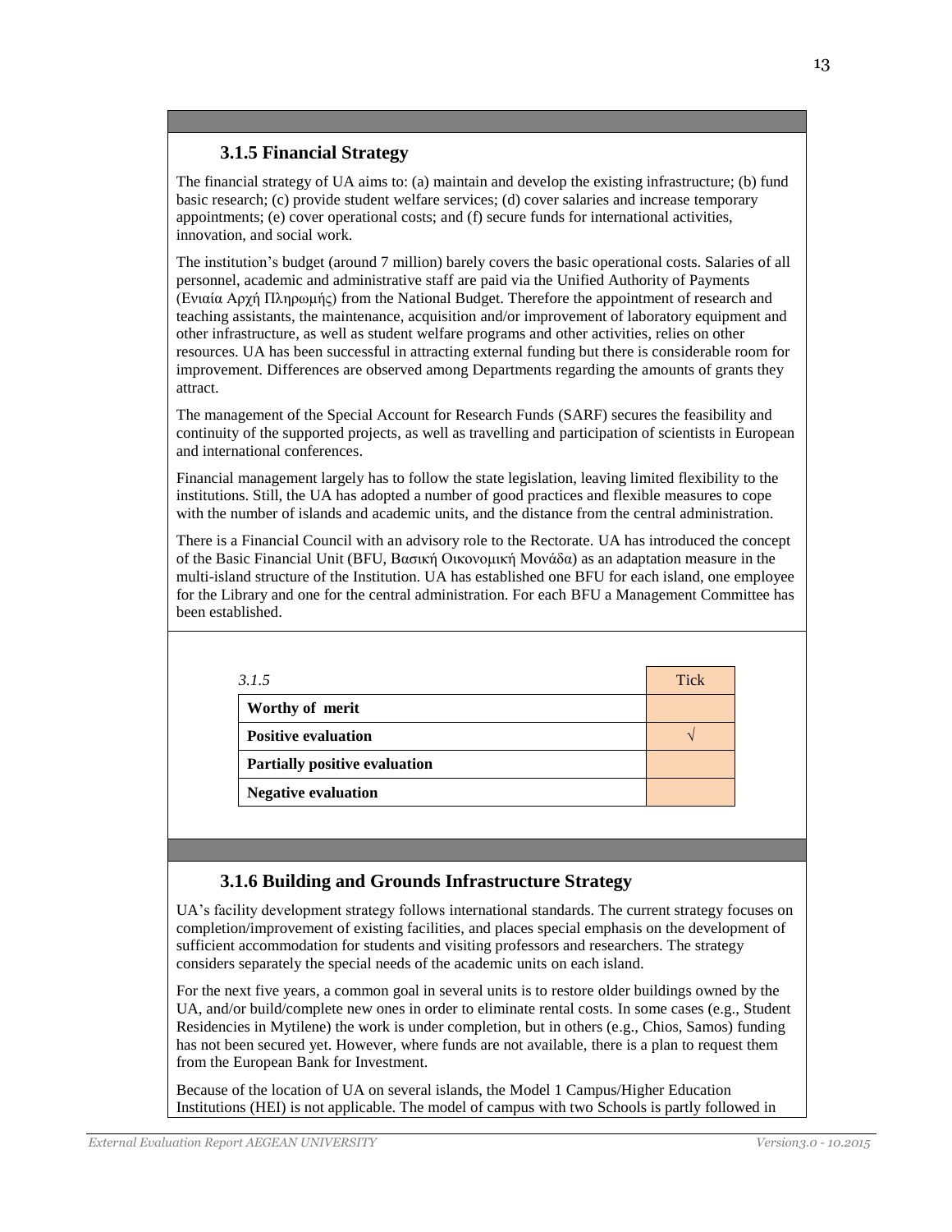### 3.1.5 Financial Strategy

The financial strategy of UA aims to: (a) maintain and develop the existing infrastructure; (b) fund basic research; (c) provide student welfare services; (d) cover salaries and increase temporary appointments; (e) cover operational costs; and (f) secure funds for international activities, innovation, and social work.

The institution's budget (around 7 million) barely covers the basic operational costs. Salaries of all personnel, academic and administrative staff are paid via the Unified Authority of Payments (Ενιαία Αρχή Πληρωμής) from the National Budget. Therefore the appointment of research and teaching assistants, the maintenance, acquisition and/or improvement of laboratory equipment and other infrastructure, as well as student welfare programs and other activities, relies on other resources. UA has been successful in attracting external funding but there is considerable room for improvement. Differences are observed among Departments regarding the amounts of grants they attract.

The management of the Special Account for Research Funds (SARF) secures the feasibility and continuity of the supported projects, as well as travelling and participation of scientists in European and international conferences.

Financial management largely has to follow the state legislation, leaving limited flexibility to the institutions. Still, the UA has adopted a number of good practices and flexible measures to cope with the number of islands and academic units, and the distance from the central administration.

There is a Financial Council with an advisory role to the Rectorate. UA has introduced the concept of the Basic Financial Unit (BFU, Βασική Οικονομική Μονάδα) as an adaptation measure in the multi-island structure of the Institution. UA has established one BFU for each island, one employee for the Library and one for the central administration. For each BFU a Management Committee has been established.

| *3.1.5* | Tick |
|---|---|
| **Worthy of merit** | |
| **Positive evaluation** | √ |
| **Partially positive evaluation** | |
| **Negative evaluation** | |

### 3.1.6 Building and Grounds Infrastructure Strategy

UA's facility development strategy follows international standards. The current strategy focuses on completion/improvement of existing facilities, and places special emphasis on the development of sufficient accommodation for students and visiting professors and researchers. The strategy considers separately the special needs of the academic units on each island.

For the next five years, a common goal in several units is to restore older buildings owned by the UA, and/or build/complete new ones in order to eliminate rental costs. In some cases (e.g., Student Residencies in Mytilene) the work is under completion, but in others (e.g., Chios, Samos) funding has not been secured yet. However, where funds are not available, there is a plan to request them from the European Bank for Investment.

Because of the location of UA on several islands, the Model 1 Campus/Higher Education Institutions (HEI) is not applicable. The model of campus with two Schools is partly followed in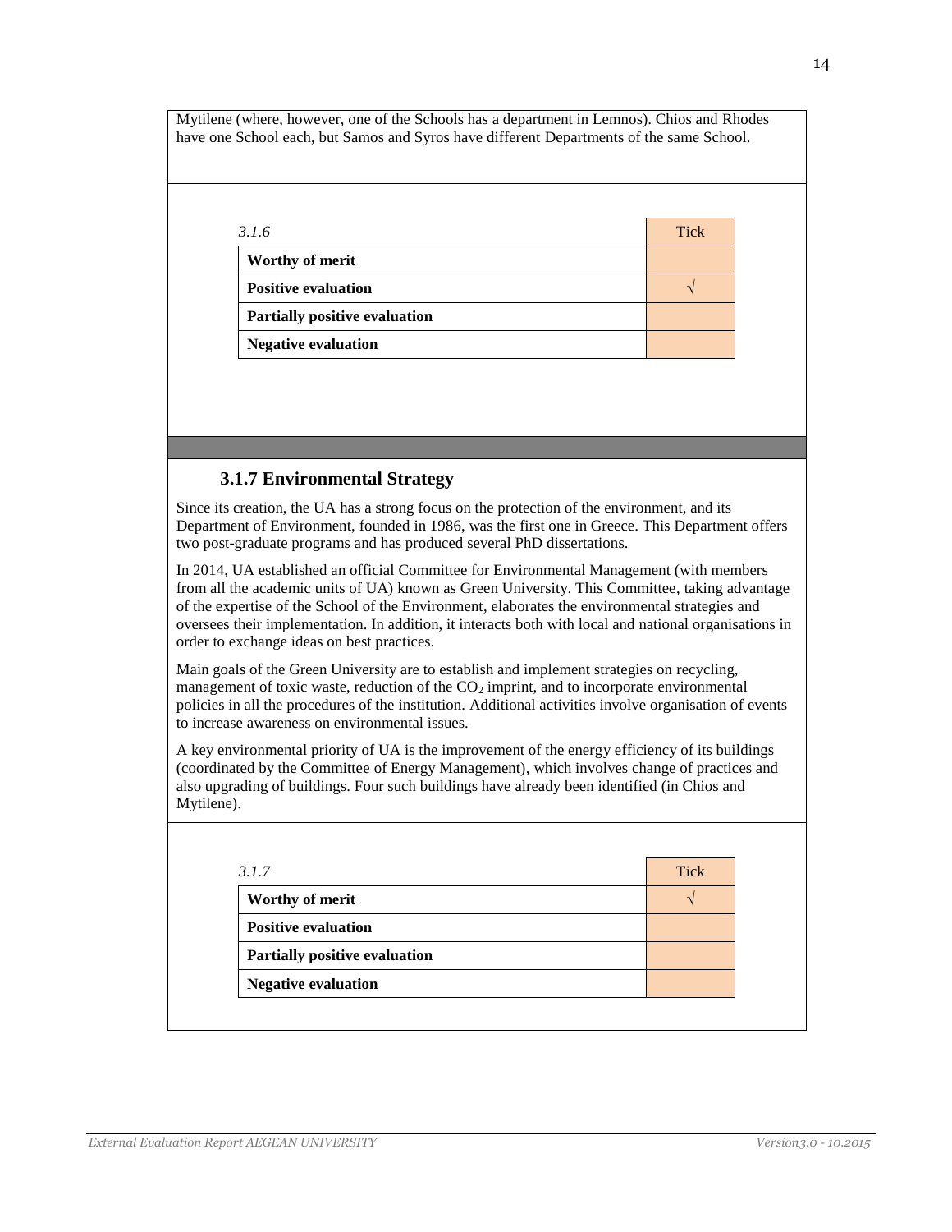Mytilene (where, however, one of the Schools has a department in Lemnos). Chios and Rhodes have one School each, but Samos and Syros have different Departments of the same School.

| *3.1.6* | Tick |
|---|---|
| **Worthy of merit** | |
| **Positive evaluation** | √ |
| **Partially positive evaluation** | |
| **Negative evaluation** | |

### 3.1.7 Environmental Strategy

Since its creation, the UA has a strong focus on the protection of the environment, and its Department of Environment, founded in 1986, was the first one in Greece. This Department offers two post-graduate programs and has produced several PhD dissertations.

In 2014, UA established an official Committee for Environmental Management (with members from all the academic units of UA) known as Green University. This Committee, taking advantage of the expertise of the School of the Environment, elaborates the environmental strategies and oversees their implementation. In addition, it interacts both with local and national organisations in order to exchange ideas on best practices.

Main goals of the Green University are to establish and implement strategies on recycling, management of toxic waste, reduction of the $CO_2$ imprint, and to incorporate environmental policies in all the procedures of the institution. Additional activities involve organisation of events to increase awareness on environmental issues.

A key environmental priority of UA is the improvement of the energy efficiency of its buildings (coordinated by the Committee of Energy Management), which involves change of practices and also upgrading of buildings. Four such buildings have already been identified (in Chios and Mytilene).

| *3.1.7* | Tick |
|---|---|
| **Worthy of merit** | √ |
| **Positive evaluation** | |
| **Partially positive evaluation** | |
| **Negative evaluation** | |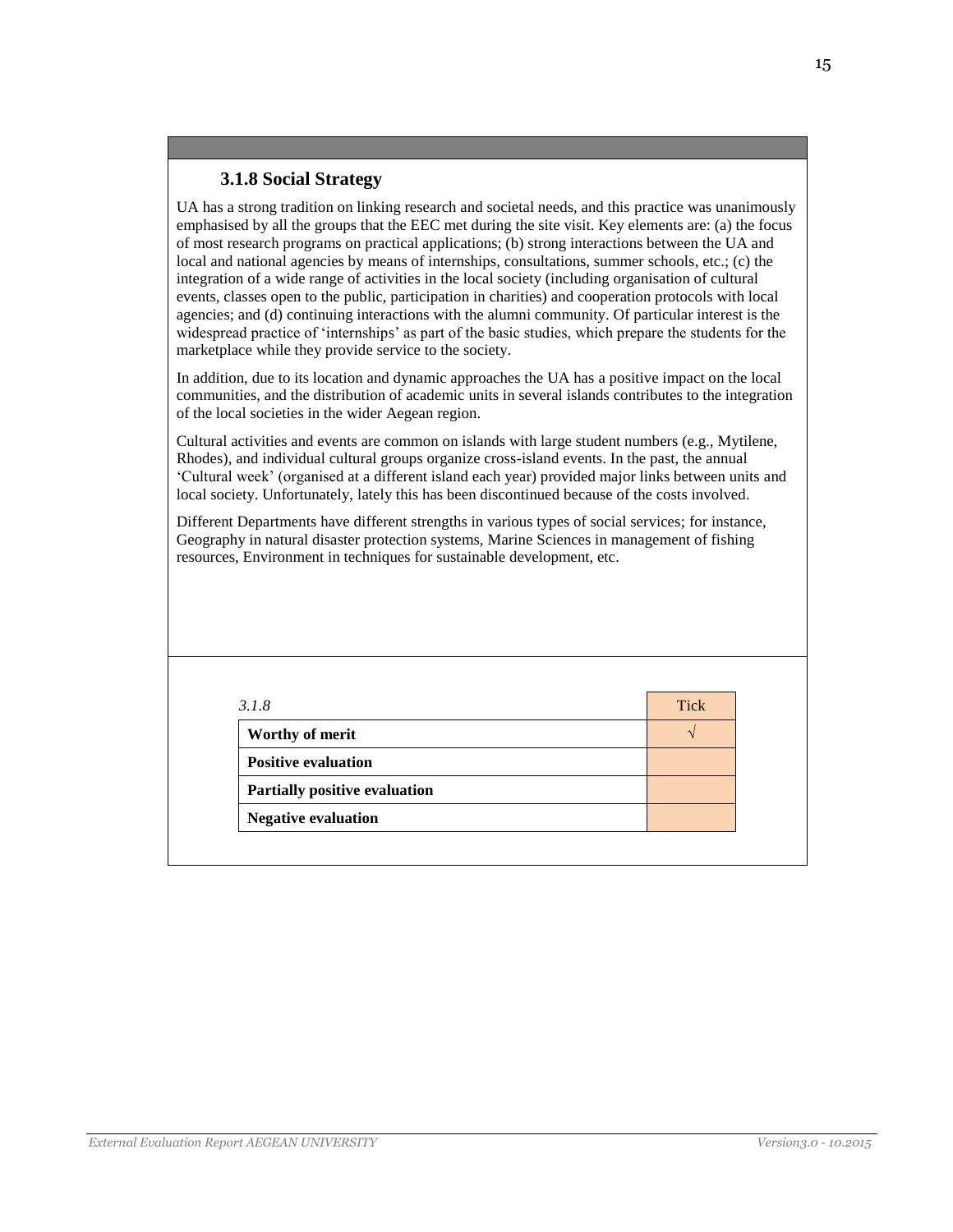### 3.1.8 Social Strategy

UA has a strong tradition on linking research and societal needs, and this practice was unanimously emphasised by all the groups that the EEC met during the site visit. Key elements are: (a) the focus of most research programs on practical applications; (b) strong interactions between the UA and local and national agencies by means of internships, consultations, summer schools, etc.; (c) the integration of a wide range of activities in the local society (including organisation of cultural events, classes open to the public, participation in charities) and cooperation protocols with local agencies; and (d) continuing interactions with the alumni community. Of particular interest is the widespread practice of 'internships' as part of the basic studies, which prepare the students for the marketplace while they provide service to the society.

In addition, due to its location and dynamic approaches the UA has a positive impact on the local communities, and the distribution of academic units in several islands contributes to the integration of the local societies in the wider Aegean region.

Cultural activities and events are common on islands with large student numbers (e.g., Mytilene, Rhodes), and individual cultural groups organize cross-island events. In the past, the annual 'Cultural week' (organised at a different island each year) provided major links between units and local society. Unfortunately, lately this has been discontinued because of the costs involved.

Different Departments have different strengths in various types of social services; for instance, Geography in natural disaster protection systems, Marine Sciences in management of fishing resources, Environment in techniques for sustainable development, etc.

| *3.1.8* | Tick |
|---|---|
| **Worthy of merit** | √ |
| **Positive evaluation** | |
| **Partially positive evaluation** | |
| **Negative evaluation** | |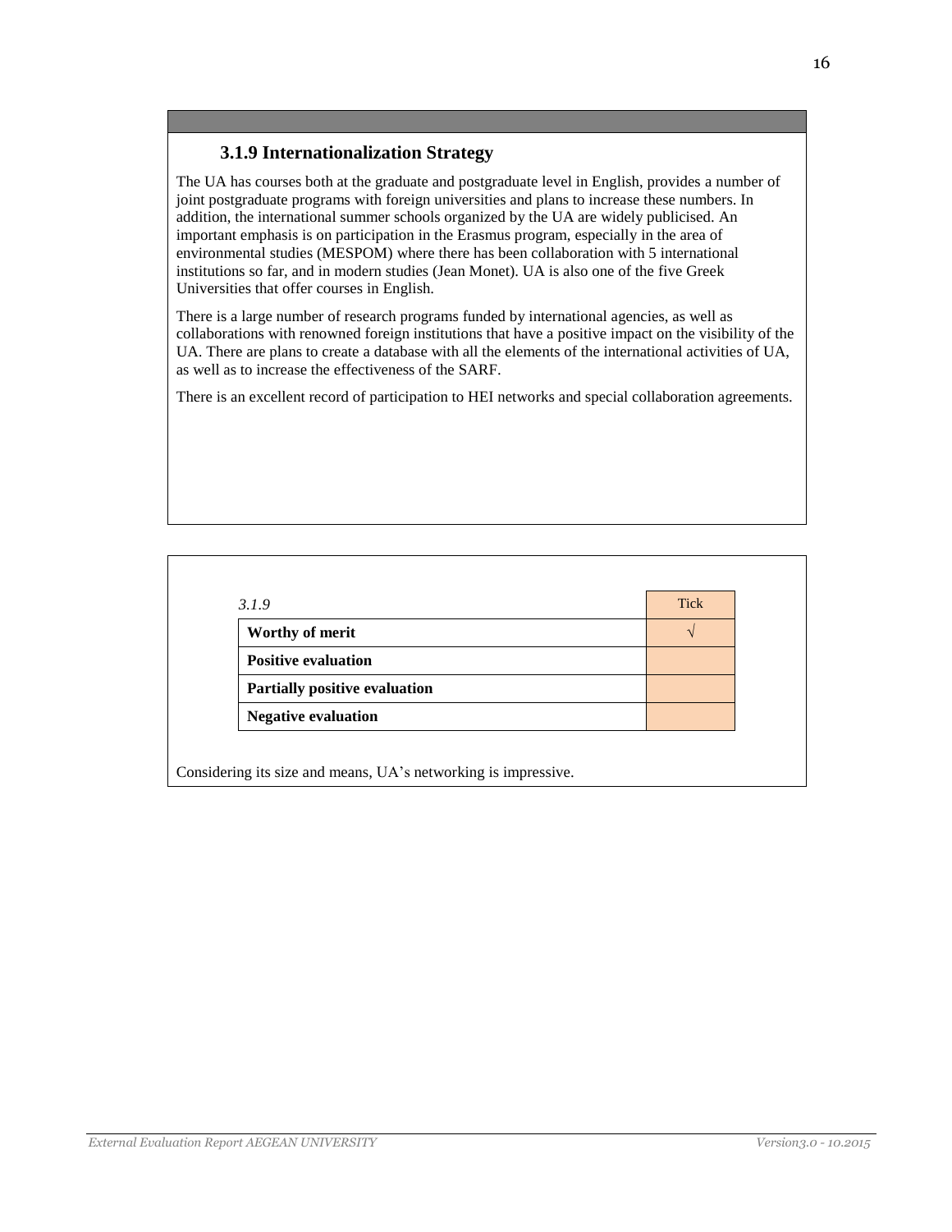### 3.1.9 Internationalization Strategy

The UA has courses both at the graduate and postgraduate level in English, provides a number of joint postgraduate programs with foreign universities and plans to increase these numbers. In addition, the international summer schools organized by the UA are widely publicised. An important emphasis is on participation in the Erasmus program, especially in the area of environmental studies (MESPOM) where there has been collaboration with 5 international institutions so far, and in modern studies (Jean Monet). UA is also one of the five Greek Universities that offer courses in English.

There is a large number of research programs funded by international agencies, as well as collaborations with renowned foreign institutions that have a positive impact on the visibility of the UA. There are plans to create a database with all the elements of the international activities of UA, as well as to increase the effectiveness of the SARF.

There is an excellent record of participation to HEI networks and special collaboration agreements.

| *3.1.9* | Tick |
|---|---|
| **Worthy of merit** | √ |
| **Positive evaluation** | |
| **Partially positive evaluation** | |
| **Negative evaluation** | |

Considering its size and means, UA's networking is impressive.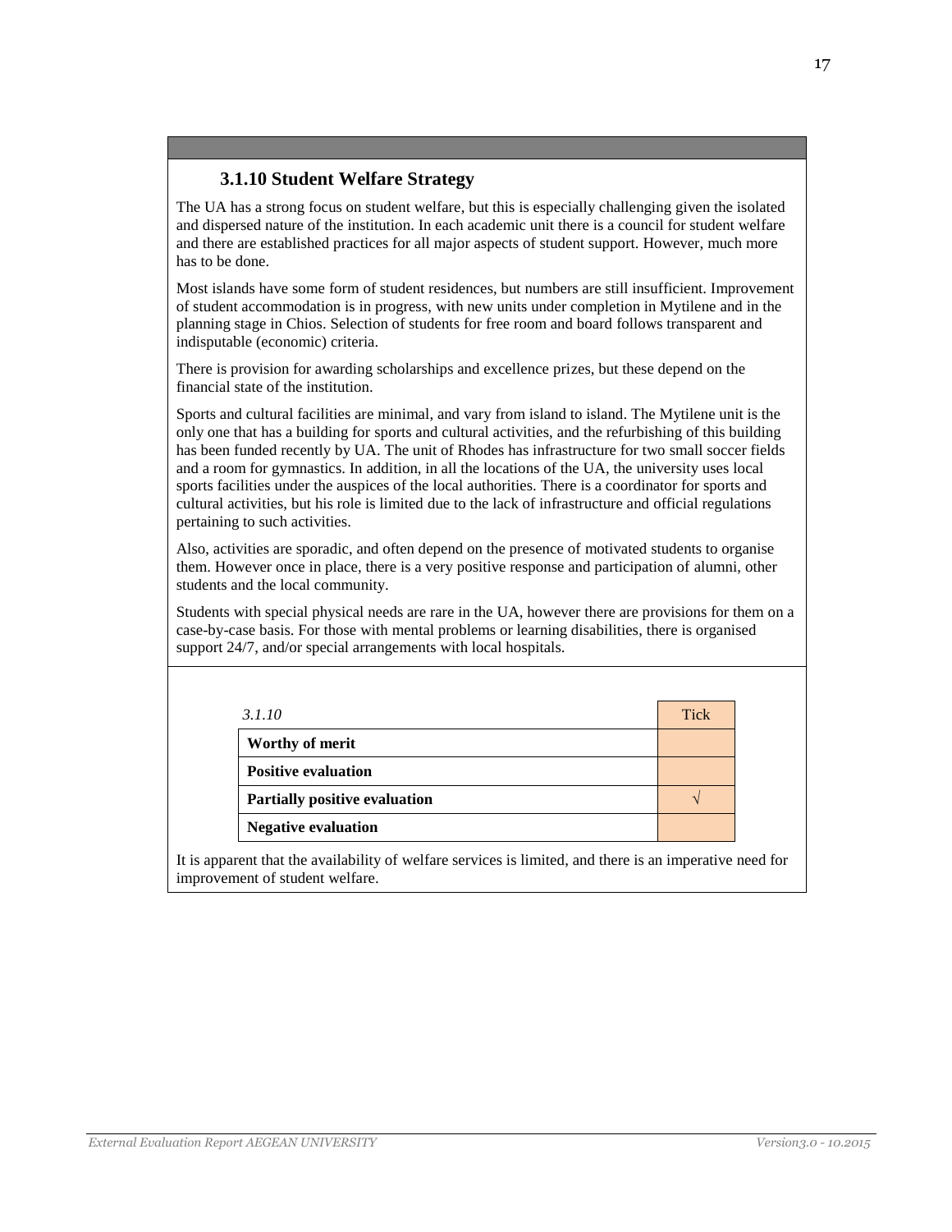### 3.1.10 Student Welfare Strategy

The UA has a strong focus on student welfare, but this is especially challenging given the isolated and dispersed nature of the institution. In each academic unit there is a council for student welfare and there are established practices for all major aspects of student support. However, much more has to be done.

Most islands have some form of student residences, but numbers are still insufficient. Improvement of student accommodation is in progress, with new units under completion in Mytilene and in the planning stage in Chios. Selection of students for free room and board follows transparent and indisputable (economic) criteria.

There is provision for awarding scholarships and excellence prizes, but these depend on the financial state of the institution.

Sports and cultural facilities are minimal, and vary from island to island. The Mytilene unit is the only one that has a building for sports and cultural activities, and the refurbishing of this building has been funded recently by UA. The unit of Rhodes has infrastructure for two small soccer fields and a room for gymnastics. In addition, in all the locations of the UA, the university uses local sports facilities under the auspices of the local authorities. There is a coordinator for sports and cultural activities, but his role is limited due to the lack of infrastructure and official regulations pertaining to such activities.

Also, activities are sporadic, and often depend on the presence of motivated students to organise them. However once in place, there is a very positive response and participation of alumni, other students and the local community.

Students with special physical needs are rare in the UA, however there are provisions for them on a case-by-case basis. For those with mental problems or learning disabilities, there is organised support 24/7, and/or special arrangements with local hospitals.

| *3.1.10* | Tick |
|---|---|
| **Worthy of merit** | |
| **Positive evaluation** | |
| **Partially positive evaluation** | √ |
| **Negative evaluation** | |

It is apparent that the availability of welfare services is limited, and there is an imperative need for improvement of student welfare.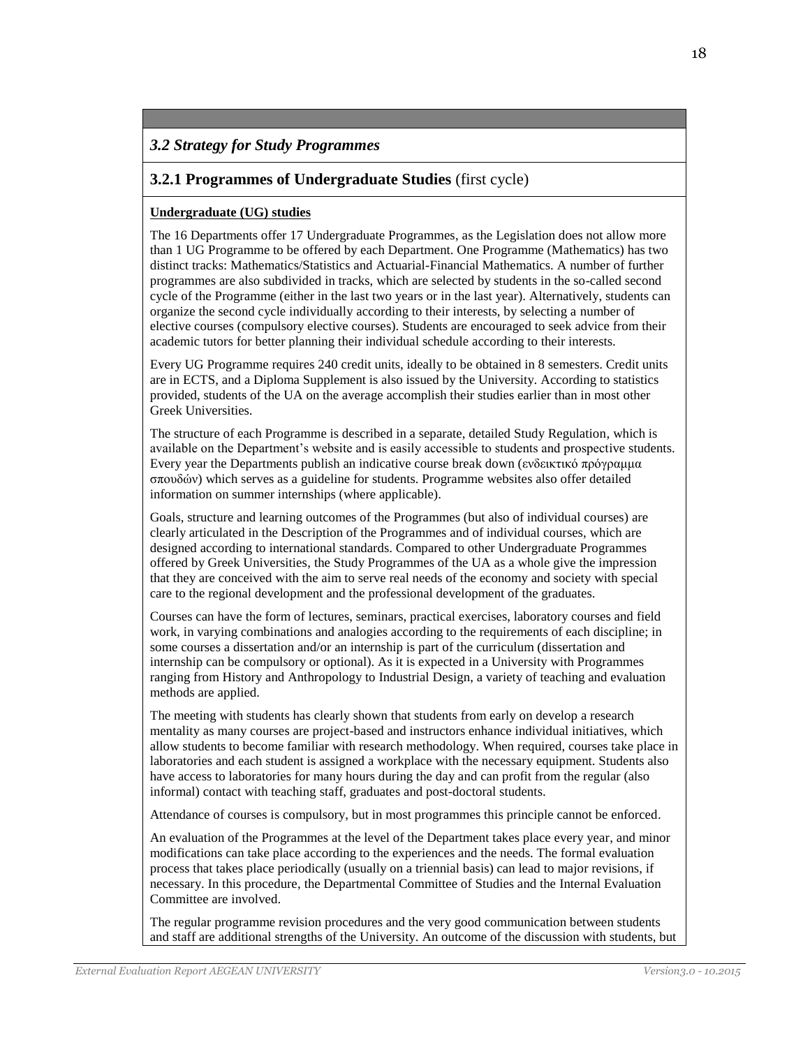### *3.2 Strategy for Study Programmes*

### **3.2.1 Programmes of Undergraduate Studies** (first cycle)

**Undergraduate (UG) studies**

The 16 Departments offer 17 Undergraduate Programmes, as the Legislation does not allow more than 1 UG Programme to be offered by each Department. One Programme (Mathematics) has two distinct tracks: Mathematics/Statistics and Actuarial-Financial Mathematics. A number of further programmes are also subdivided in tracks, which are selected by students in the so-called second cycle of the Programme (either in the last two years or in the last year). Alternatively, students can organize the second cycle individually according to their interests, by selecting a number of elective courses (compulsory elective courses). Students are encouraged to seek advice from their academic tutors for better planning their individual schedule according to their interests.

Every UG Programme requires 240 credit units, ideally to be obtained in 8 semesters. Credit units are in ECTS, and a Diploma Supplement is also issued by the University. According to statistics provided, students of the UA on the average accomplish their studies earlier than in most other Greek Universities.

The structure of each Programme is described in a separate, detailed Study Regulation, which is available on the Department's website and is easily accessible to students and prospective students. Every year the Departments publish an indicative course break down (ενδεικτικό πρόγραμμα σπουδών) which serves as a guideline for students. Programme websites also offer detailed information on summer internships (where applicable).

Goals, structure and learning outcomes of the Programmes (but also of individual courses) are clearly articulated in the Description of the Programmes and of individual courses, which are designed according to international standards. Compared to other Undergraduate Programmes offered by Greek Universities, the Study Programmes of the UA as a whole give the impression that they are conceived with the aim to serve real needs of the economy and society with special care to the regional development and the professional development of the graduates.

Courses can have the form of lectures, seminars, practical exercises, laboratory courses and field work, in varying combinations and analogies according to the requirements of each discipline; in some courses a dissertation and/or an internship is part of the curriculum (dissertation and internship can be compulsory or optional). As it is expected in a University with Programmes ranging from History and Anthropology to Industrial Design, a variety of teaching and evaluation methods are applied.

The meeting with students has clearly shown that students from early on develop a research mentality as many courses are project-based and instructors enhance individual initiatives, which allow students to become familiar with research methodology. When required, courses take place in laboratories and each student is assigned a workplace with the necessary equipment. Students also have access to laboratories for many hours during the day and can profit from the regular (also informal) contact with teaching staff, graduates and post-doctoral students.

Attendance of courses is compulsory, but in most programmes this principle cannot be enforced.

An evaluation of the Programmes at the level of the Department takes place every year, and minor modifications can take place according to the experiences and the needs. The formal evaluation process that takes place periodically (usually on a triennial basis) can lead to major revisions, if necessary. In this procedure, the Departmental Committee of Studies and the Internal Evaluation Committee are involved.

The regular programme revision procedures and the very good communication between students and staff are additional strengths of the University. An outcome of the discussion with students, but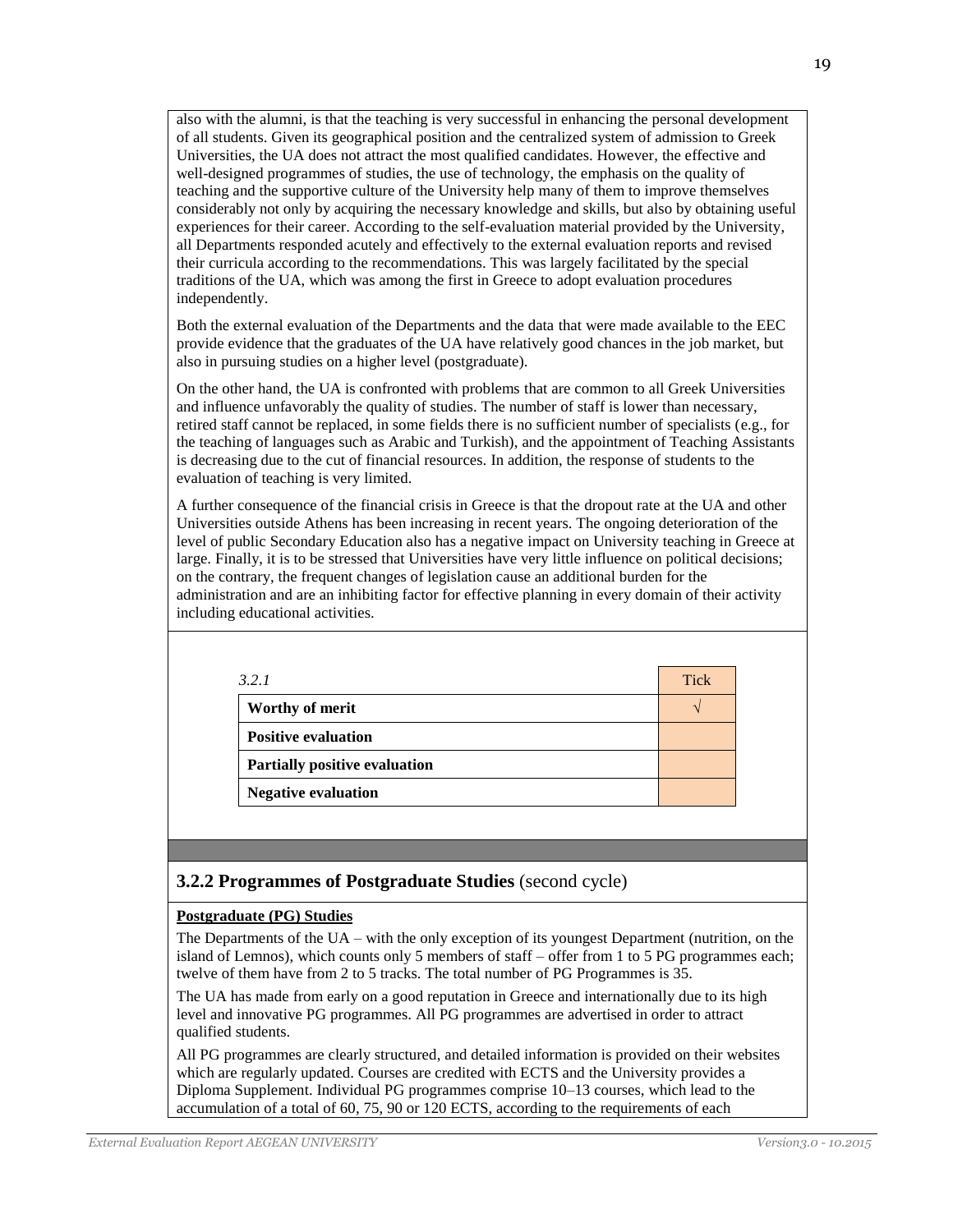also with the alumni, is that the teaching is very successful in enhancing the personal development of all students. Given its geographical position and the centralized system of admission to Greek Universities, the UA does not attract the most qualified candidates. However, the effective and well-designed programmes of studies, the use of technology, the emphasis on the quality of teaching and the supportive culture of the University help many of them to improve themselves considerably not only by acquiring the necessary knowledge and skills, but also by obtaining useful experiences for their career. According to the self-evaluation material provided by the University, all Departments responded acutely and effectively to the external evaluation reports and revised their curricula according to the recommendations. This was largely facilitated by the special traditions of the UA, which was among the first in Greece to adopt evaluation procedures independently.

Both the external evaluation of the Departments and the data that were made available to the EEC provide evidence that the graduates of the UA have relatively good chances in the job market, but also in pursuing studies on a higher level (postgraduate).

On the other hand, the UA is confronted with problems that are common to all Greek Universities and influence unfavorably the quality of studies. The number of staff is lower than necessary, retired staff cannot be replaced, in some fields there is no sufficient number of specialists (e.g., for the teaching of languages such as Arabic and Turkish), and the appointment of Teaching Assistants is decreasing due to the cut of financial resources. In addition, the response of students to the evaluation of teaching is very limited.

A further consequence of the financial crisis in Greece is that the dropout rate at the UA and other Universities outside Athens has been increasing in recent years. The ongoing deterioration of the level of public Secondary Education also has a negative impact on University teaching in Greece at large. Finally, it is to be stressed that Universities have very little influence on political decisions; on the contrary, the frequent changes of legislation cause an additional burden for the administration and are an inhibiting factor for effective planning in every domain of their activity including educational activities.

| *3.2.1* | Tick |
|---|---|
| **Worthy of merit** | √ |
| **Positive evaluation** | |
| **Partially positive evaluation** | |
| **Negative evaluation** | |

## 3.2.2 Programmes of Postgraduate Studies (second cycle)

**Postgraduate (PG) Studies**

The Departments of the UA – with the only exception of its youngest Department (nutrition, on the island of Lemnos), which counts only 5 members of staff – offer from 1 to 5 PG programmes each; twelve of them have from 2 to 5 tracks. The total number of PG Programmes is 35.

The UA has made from early on a good reputation in Greece and internationally due to its high level and innovative PG programmes. All PG programmes are advertised in order to attract qualified students.

All PG programmes are clearly structured, and detailed information is provided on their websites which are regularly updated. Courses are credited with ECTS and the University provides a Diploma Supplement. Individual PG programmes comprise 10–13 courses, which lead to the accumulation of a total of 60, 75, 90 or 120 ECTS, according to the requirements of each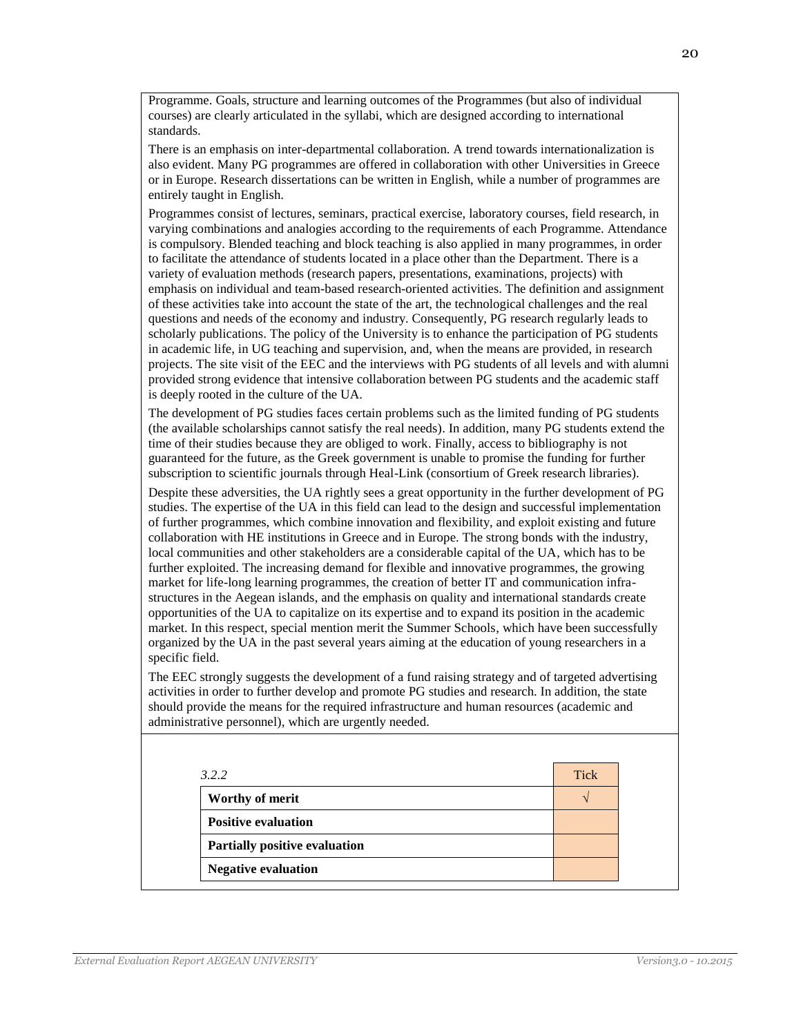Programme. Goals, structure and learning outcomes of the Programmes (but also of individual courses) are clearly articulated in the syllabi, which are designed according to international standards.

There is an emphasis on inter-departmental collaboration. A trend towards internationalization is also evident. Many PG programmes are offered in collaboration with other Universities in Greece or in Europe. Research dissertations can be written in English, while a number of programmes are entirely taught in English.

Programmes consist of lectures, seminars, practical exercise, laboratory courses, field research, in varying combinations and analogies according to the requirements of each Programme. Attendance is compulsory. Blended teaching and block teaching is also applied in many programmes, in order to facilitate the attendance of students located in a place other than the Department. There is a variety of evaluation methods (research papers, presentations, examinations, projects) with emphasis on individual and team-based research-oriented activities. The definition and assignment of these activities take into account the state of the art, the technological challenges and the real questions and needs of the economy and industry. Consequently, PG research regularly leads to scholarly publications. The policy of the University is to enhance the participation of PG students in academic life, in UG teaching and supervision, and, when the means are provided, in research projects. The site visit of the EEC and the interviews with PG students of all levels and with alumni provided strong evidence that intensive collaboration between PG students and the academic staff is deeply rooted in the culture of the UA.

The development of PG studies faces certain problems such as the limited funding of PG students (the available scholarships cannot satisfy the real needs). In addition, many PG students extend the time of their studies because they are obliged to work. Finally, access to bibliography is not guaranteed for the future, as the Greek government is unable to promise the funding for further subscription to scientific journals through Heal-Link (consortium of Greek research libraries).

Despite these adversities, the UA rightly sees a great opportunity in the further development of PG studies. The expertise of the UA in this field can lead to the design and successful implementation of further programmes, which combine innovation and flexibility, and exploit existing and future collaboration with HE institutions in Greece and in Europe. The strong bonds with the industry, local communities and other stakeholders are a considerable capital of the UA, which has to be further exploited. The increasing demand for flexible and innovative programmes, the growing market for life-long learning programmes, the creation of better IT and communication infra-structures in the Aegean islands, and the emphasis on quality and international standards create opportunities of the UA to capitalize on its expertise and to expand its position in the academic market. In this respect, special mention merit the Summer Schools, which have been successfully organized by the UA in the past several years aiming at the education of young researchers in a specific field.

The EEC strongly suggests the development of a fund raising strategy and of targeted advertising activities in order to further develop and promote PG studies and research. In addition, the state should provide the means for the required infrastructure and human resources (academic and administrative personnel), which are urgently needed.

| *3.2.2* | Tick |
|---|---|
| **Worthy of merit** | √ |
| **Positive evaluation** | |
| **Partially positive evaluation** | |
| **Negative evaluation** | |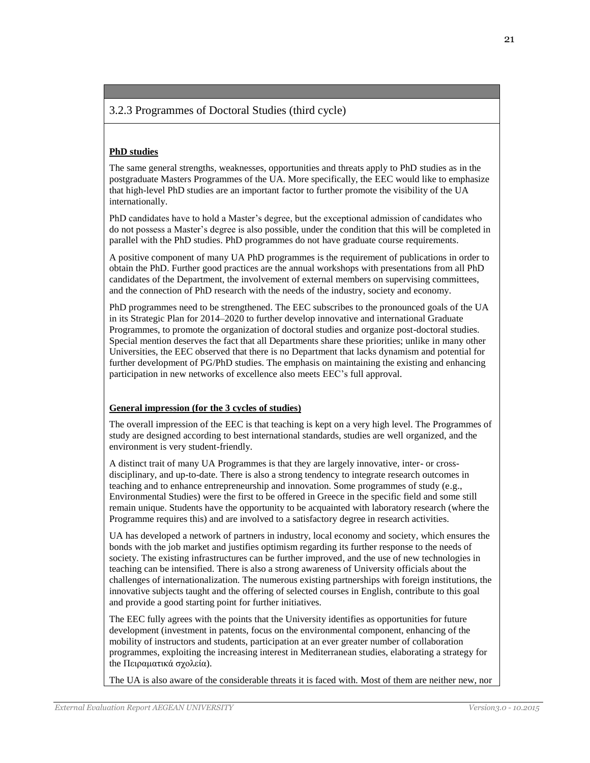### 3.2.3 Programmes of Doctoral Studies (third cycle)

**PhD studies**

The same general strengths, weaknesses, opportunities and threats apply to PhD studies as in the postgraduate Masters Programmes of the UA. More specifically, the EEC would like to emphasize that high-level PhD studies are an important factor to further promote the visibility of the UA internationally.

PhD candidates have to hold a Master's degree, but the exceptional admission of candidates who do not possess a Master's degree is also possible, under the condition that this will be completed in parallel with the PhD studies. PhD programmes do not have graduate course requirements.

A positive component of many UA PhD programmes is the requirement of publications in order to obtain the PhD. Further good practices are the annual workshops with presentations from all PhD candidates of the Department, the involvement of external members on supervising committees, and the connection of PhD research with the needs of the industry, society and economy.

PhD programmes need to be strengthened. The EEC subscribes to the pronounced goals of the UA in its Strategic Plan for 2014–2020 to further develop innovative and international Graduate Programmes, to promote the organization of doctoral studies and organize post-doctoral studies. Special mention deserves the fact that all Departments share these priorities; unlike in many other Universities, the EEC observed that there is no Department that lacks dynamism and potential for further development of PG/PhD studies. The emphasis on maintaining the existing and enhancing participation in new networks of excellence also meets EEC's full approval.

**General impression (for the 3 cycles of studies)**

The overall impression of the EEC is that teaching is kept on a very high level. The Programmes of study are designed according to best international standards, studies are well organized, and the environment is very student-friendly.

A distinct trait of many UA Programmes is that they are largely innovative, inter- or cross-disciplinary, and up-to-date. There is also a strong tendency to integrate research outcomes in teaching and to enhance entrepreneurship and innovation. Some programmes of study (e.g., Environmental Studies) were the first to be offered in Greece in the specific field and some still remain unique. Students have the opportunity to be acquainted with laboratory research (where the Programme requires this) and are involved to a satisfactory degree in research activities.

UA has developed a network of partners in industry, local economy and society, which ensures the bonds with the job market and justifies optimism regarding its further response to the needs of society. The existing infrastructures can be further improved, and the use of new technologies in teaching can be intensified. There is also a strong awareness of University officials about the challenges of internationalization. The numerous existing partnerships with foreign institutions, the innovative subjects taught and the offering of selected courses in English, contribute to this goal and provide a good starting point for further initiatives.

The EEC fully agrees with the points that the University identifies as opportunities for future development (investment in patents, focus on the environmental component, enhancing of the mobility of instructors and students, participation at an ever greater number of collaboration programmes, exploiting the increasing interest in Mediterranean studies, elaborating a strategy for the Πειραματικά σχολεία).

The UA is also aware of the considerable threats it is faced with. Most of them are neither new, nor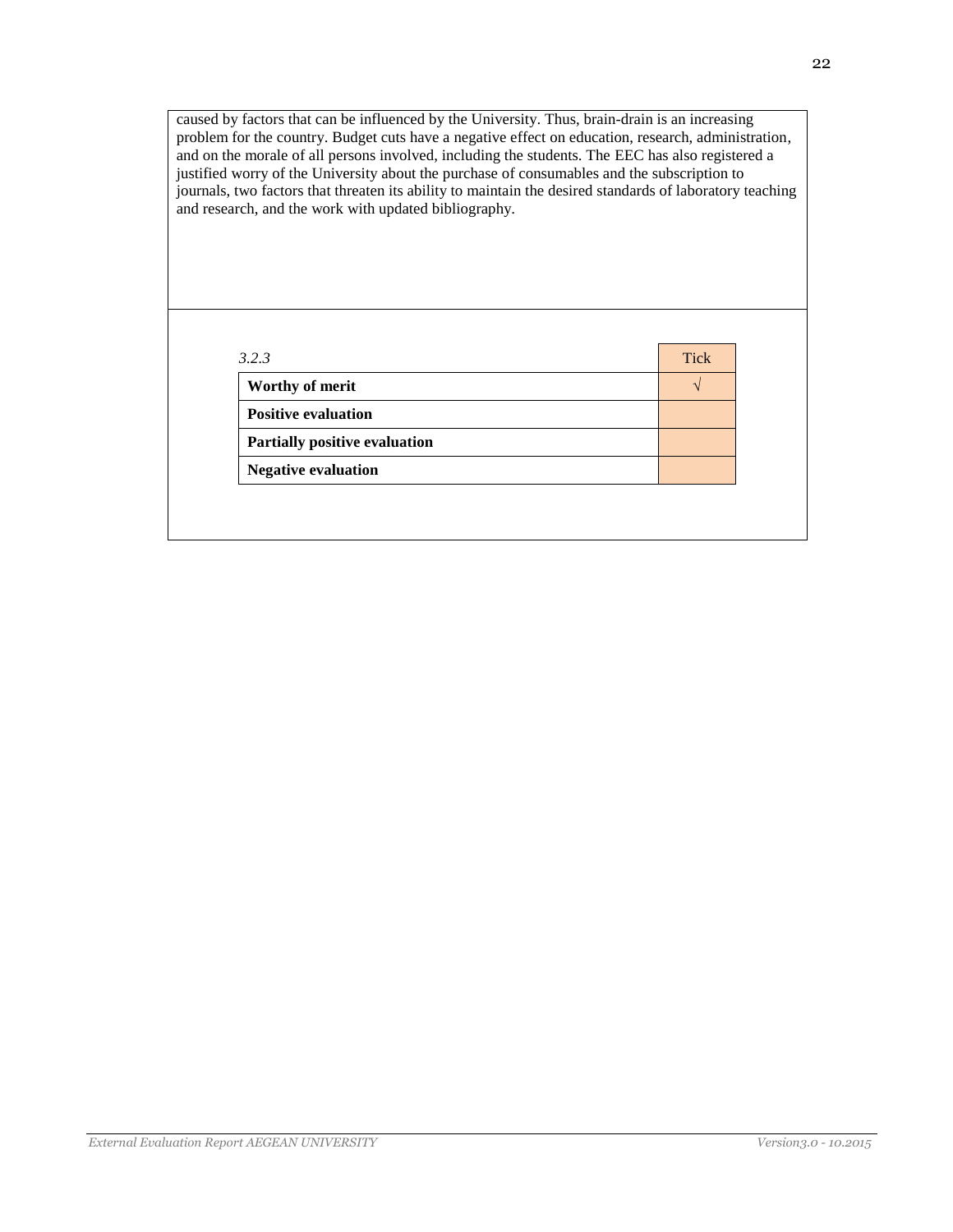caused by factors that can be influenced by the University. Thus, brain-drain is an increasing problem for the country. Budget cuts have a negative effect on education, research, administration, and on the morale of all persons involved, including the students. The EEC has also registered a justified worry of the University about the purchase of consumables and the subscription to journals, two factors that threaten its ability to maintain the desired standards of laboratory teaching and research, and the work with updated bibliography.

| *3.2.3* | Tick |
|---|---|
| **Worthy of merit** | √ |
| **Positive evaluation** | |
| **Partially positive evaluation** | |
| **Negative evaluation** | |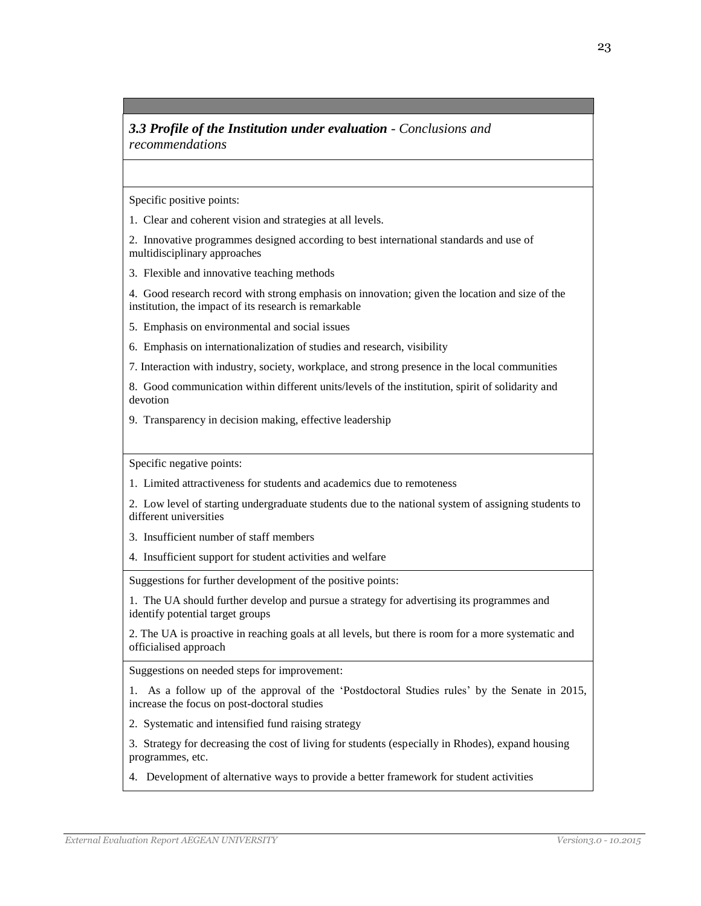### *3.3 Profile of the Institution under evaluation - Conclusions and recommendations*

Specific positive points:

1. Clear and coherent vision and strategies at all levels.
2. Innovative programmes designed according to best international standards and use of multidisciplinary approaches
3. Flexible and innovative teaching methods
4. Good research record with strong emphasis on innovation; given the location and size of the institution, the impact of its research is remarkable
5. Emphasis on environmental and social issues
6. Emphasis on internationalization of studies and research, visibility
7. Interaction with industry, society, workplace, and strong presence in the local communities
8. Good communication within different units/levels of the institution, spirit of solidarity and devotion
9. Transparency in decision making, effective leadership

Specific negative points:

1. Limited attractiveness for students and academics due to remoteness
2. Low level of starting undergraduate students due to the national system of assigning students to different universities
3. Insufficient number of staff members
4. Insufficient support for student activities and welfare

Suggestions for further development of the positive points:

1. The UA should further develop and pursue a strategy for advertising its programmes and identify potential target groups
2. The UA is proactive in reaching goals at all levels, but there is room for a more systematic and officialised approach

Suggestions on needed steps for improvement:

1. As a follow up of the approval of the 'Postdoctoral Studies rules' by the Senate in 2015, increase the focus on post-doctoral studies
2. Systematic and intensified fund raising strategy
3. Strategy for decreasing the cost of living for students (especially in Rhodes), expand housing programmes, etc.
4. Development of alternative ways to provide a better framework for student activities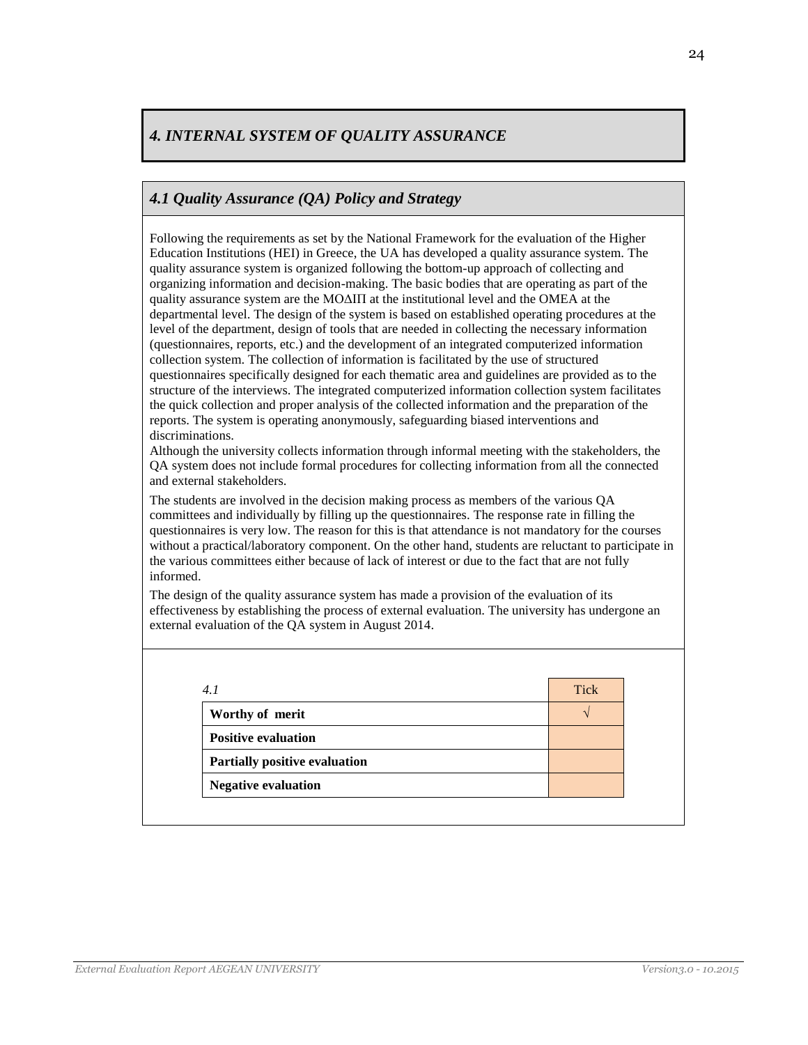## *4. INTERNAL SYSTEM OF QUALITY ASSURANCE*

### *4.1 Quality Assurance (QA) Policy and Strategy*

Following the requirements as set by the National Framework for the evaluation of the Higher Education Institutions (HEI) in Greece, the UA has developed a quality assurance system. The quality assurance system is organized following the bottom-up approach of collecting and organizing information and decision-making. The basic bodies that are operating as part of the quality assurance system are the ΜΟΔΙΠ at the institutional level and the ΟΜΕΑ at the departmental level. The design of the system is based on established operating procedures at the level of the department, design of tools that are needed in collecting the necessary information (questionnaires, reports, etc.) and the development of an integrated computerized information collection system. The collection of information is facilitated by the use of structured questionnaires specifically designed for each thematic area and guidelines are provided as to the structure of the interviews. The integrated computerized information collection system facilitates the quick collection and proper analysis of the collected information and the preparation of the reports. The system is operating anonymously, safeguarding biased interventions and discriminations.

Although the university collects information through informal meeting with the stakeholders, the QA system does not include formal procedures for collecting information from all the connected and external stakeholders.

The students are involved in the decision making process as members of the various QA committees and individually by filling up the questionnaires. The response rate in filling the questionnaires is very low. The reason for this is that attendance is not mandatory for the courses without a practical/laboratory component. On the other hand, students are reluctant to participate in the various committees either because of lack of interest or due to the fact that are not fully informed.

The design of the quality assurance system has made a provision of the evaluation of its effectiveness by establishing the process of external evaluation. The university has undergone an external evaluation of the QA system in August 2014.

| *4.1* | Tick |
|---|---|
| **Worthy of merit** | √ |
| **Positive evaluation** | |
| **Partially positive evaluation** | |
| **Negative evaluation** | |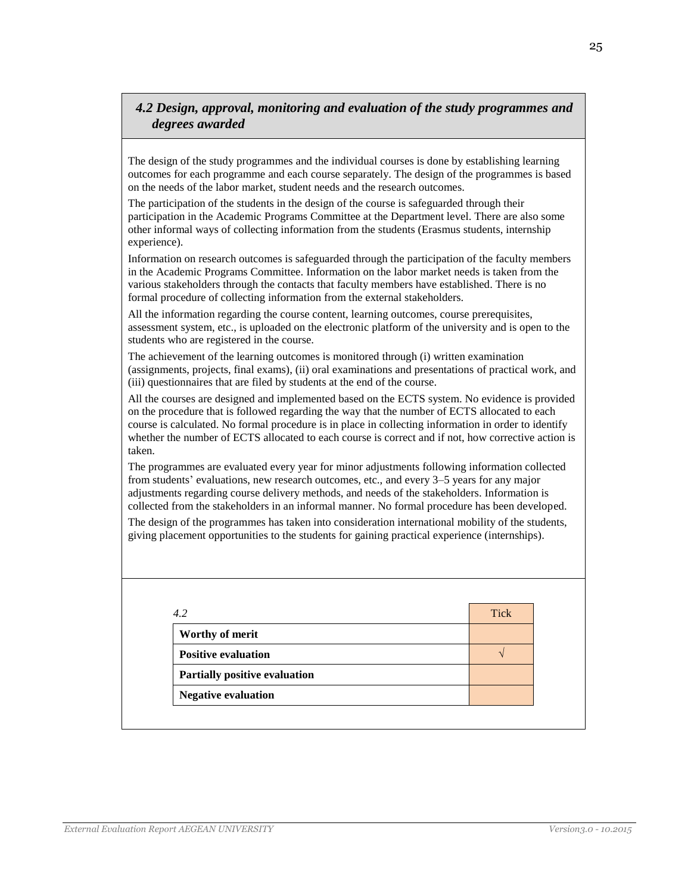### *4.2 Design, approval, monitoring and evaluation of the study programmes and degrees awarded*

The design of the study programmes and the individual courses is done by establishing learning outcomes for each programme and each course separately. The design of the programmes is based on the needs of the labor market, student needs and the research outcomes.

The participation of the students in the design of the course is safeguarded through their participation in the Academic Programs Committee at the Department level. There are also some other informal ways of collecting information from the students (Erasmus students, internship experience).

Information on research outcomes is safeguarded through the participation of the faculty members in the Academic Programs Committee. Information on the labor market needs is taken from the various stakeholders through the contacts that faculty members have established. There is no formal procedure of collecting information from the external stakeholders.

All the information regarding the course content, learning outcomes, course prerequisites, assessment system, etc., is uploaded on the electronic platform of the university and is open to the students who are registered in the course.

The achievement of the learning outcomes is monitored through (i) written examination (assignments, projects, final exams), (ii) oral examinations and presentations of practical work, and (iii) questionnaires that are filed by students at the end of the course.

All the courses are designed and implemented based on the ECTS system. No evidence is provided on the procedure that is followed regarding the way that the number of ECTS allocated to each course is calculated. No formal procedure is in place in collecting information in order to identify whether the number of ECTS allocated to each course is correct and if not, how corrective action is taken.

The programmes are evaluated every year for minor adjustments following information collected from students' evaluations, new research outcomes, etc., and every 3–5 years for any major adjustments regarding course delivery methods, and needs of the stakeholders. Information is collected from the stakeholders in an informal manner. No formal procedure has been developed.

The design of the programmes has taken into consideration international mobility of the students, giving placement opportunities to the students for gaining practical experience (internships).

| *4.2* | Tick |
|---|---|
| **Worthy of merit** | |
| **Positive evaluation** | √ |
| **Partially positive evaluation** | |
| **Negative evaluation** | |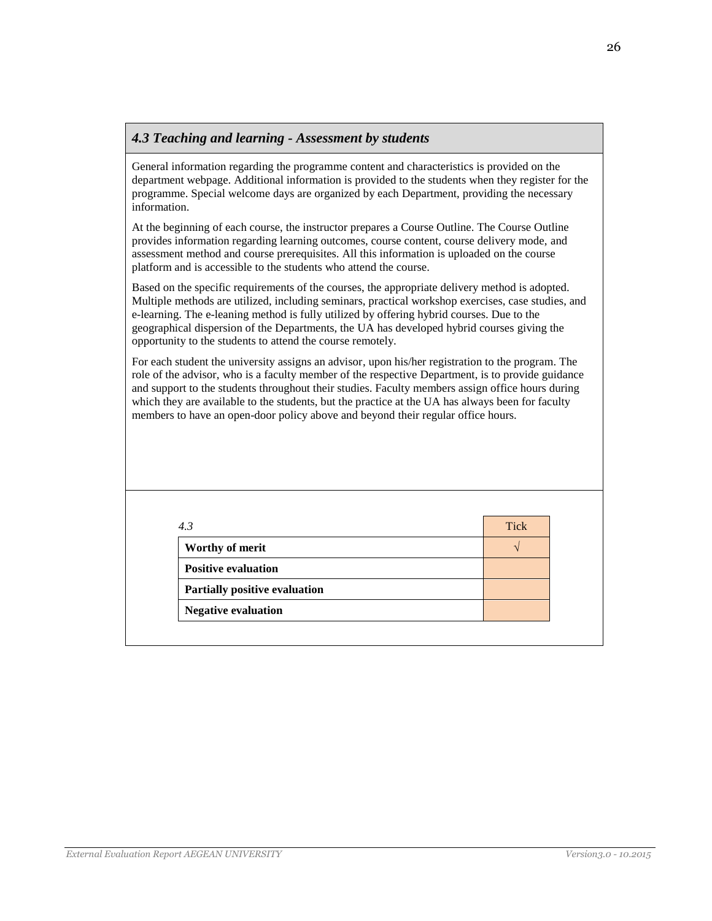### *4.3 Teaching and learning - Assessment by students*

General information regarding the programme content and characteristics is provided on the department webpage. Additional information is provided to the students when they register for the programme. Special welcome days are organized by each Department, providing the necessary information.

At the beginning of each course, the instructor prepares a Course Outline. The Course Outline provides information regarding learning outcomes, course content, course delivery mode, and assessment method and course prerequisites. All this information is uploaded on the course platform and is accessible to the students who attend the course.

Based on the specific requirements of the courses, the appropriate delivery method is adopted. Multiple methods are utilized, including seminars, practical workshop exercises, case studies, and e-learning. The e-leaning method is fully utilized by offering hybrid courses. Due to the geographical dispersion of the Departments, the UA has developed hybrid courses giving the opportunity to the students to attend the course remotely.

For each student the university assigns an advisor, upon his/her registration to the program. The role of the advisor, who is a faculty member of the respective Department, is to provide guidance and support to the students throughout their studies. Faculty members assign office hours during which they are available to the students, but the practice at the UA has always been for faculty members to have an open-door policy above and beyond their regular office hours.

| *4.3* | Tick |
|---|---|
| **Worthy of merit** | √ |
| **Positive evaluation** | |
| **Partially positive evaluation** | |
| **Negative evaluation** | |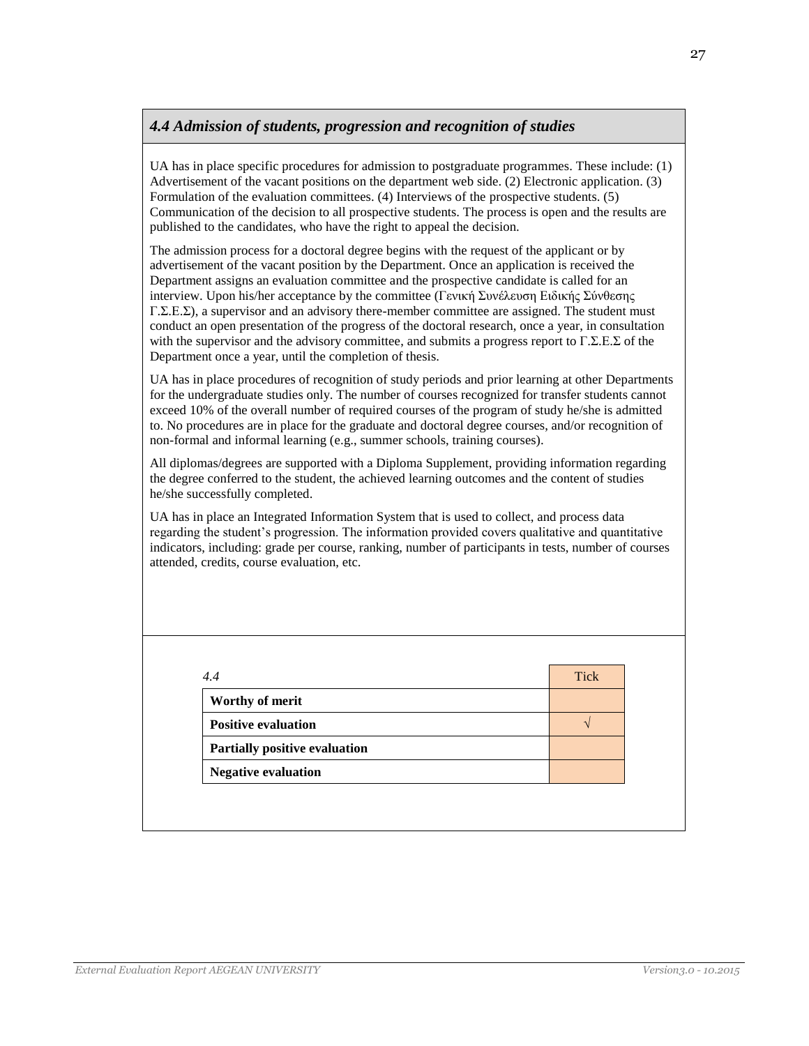### *4.4 Admission of students, progression and recognition of studies*

UA has in place specific procedures for admission to postgraduate programmes. These include: (1) Advertisement of the vacant positions on the department web side. (2) Electronic application. (3) Formulation of the evaluation committees. (4) Interviews of the prospective students. (5) Communication of the decision to all prospective students. The process is open and the results are published to the candidates, who have the right to appeal the decision.

The admission process for a doctoral degree begins with the request of the applicant or by advertisement of the vacant position by the Department. Once an application is received the Department assigns an evaluation committee and the prospective candidate is called for an interview. Upon his/her acceptance by the committee (Γενική Συνέλευση Ειδικής Σύνθεσης Γ.Σ.Ε.Σ), a supervisor and an advisory there-member committee are assigned. The student must conduct an open presentation of the progress of the doctoral research, once a year, in consultation with the supervisor and the advisory committee, and submits a progress report to Γ.Σ.Ε.Σ of the Department once a year, until the completion of thesis.

UA has in place procedures of recognition of study periods and prior learning at other Departments for the undergraduate studies only. The number of courses recognized for transfer students cannot exceed 10% of the overall number of required courses of the program of study he/she is admitted to. No procedures are in place for the graduate and doctoral degree courses, and/or recognition of non-formal and informal learning (e.g., summer schools, training courses).

All diplomas/degrees are supported with a Diploma Supplement, providing information regarding the degree conferred to the student, the achieved learning outcomes and the content of studies he/she successfully completed.

UA has in place an Integrated Information System that is used to collect, and process data regarding the student's progression. The information provided covers qualitative and quantitative indicators, including: grade per course, ranking, number of participants in tests, number of courses attended, credits, course evaluation, etc.

| *4.4* | Tick |
|---|---|
| **Worthy of merit** | |
| **Positive evaluation** | √ |
| **Partially positive evaluation** | |
| **Negative evaluation** | |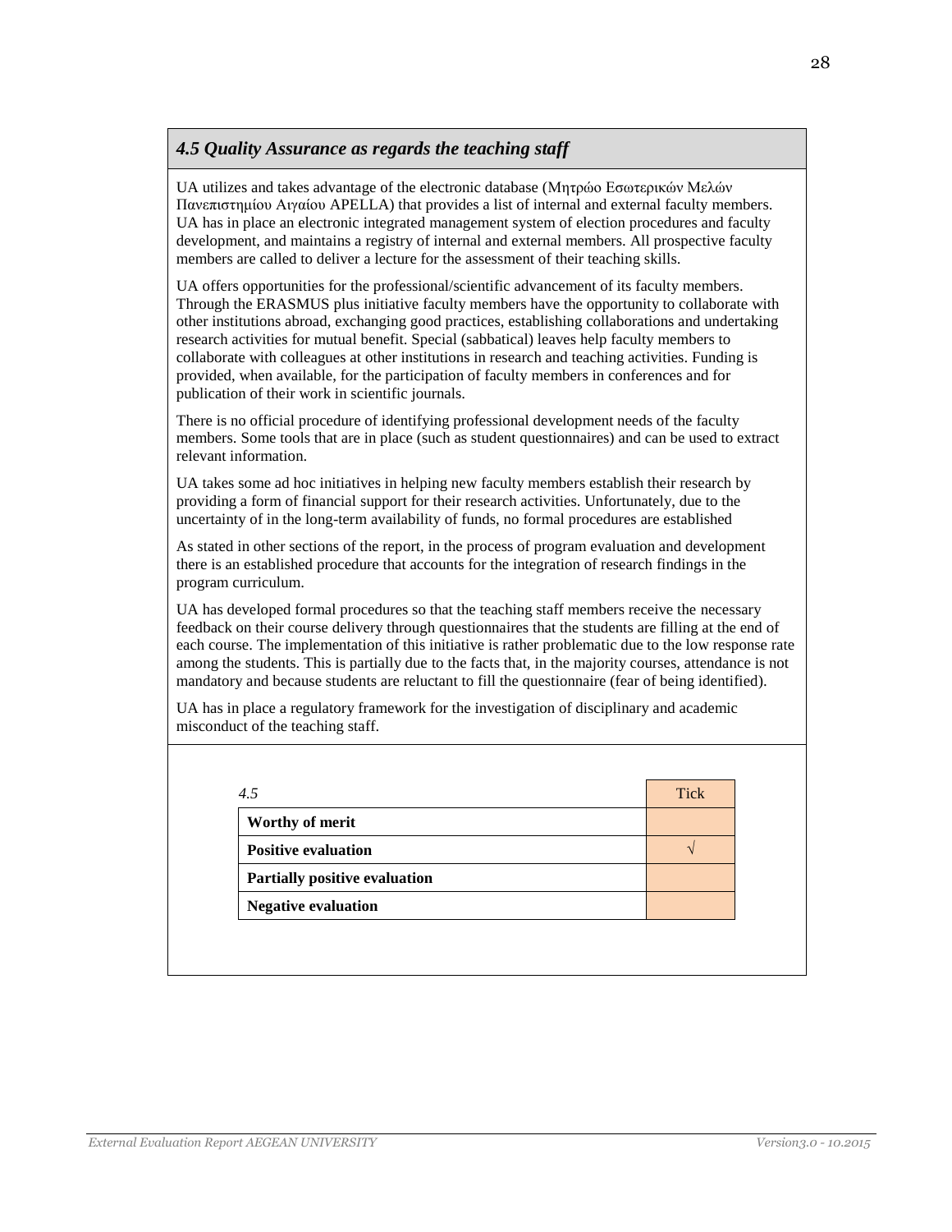### *4.5 Quality Assurance as regards the teaching staff*

UA utilizes and takes advantage of the electronic database (Μητρώο Εσωτερικών Μελών Πανεπιστημίου Αιγαίου APELLA) that provides a list of internal and external faculty members. UA has in place an electronic integrated management system of election procedures and faculty development, and maintains a registry of internal and external members. All prospective faculty members are called to deliver a lecture for the assessment of their teaching skills.

UA offers opportunities for the professional/scientific advancement of its faculty members. Through the ERASMUS plus initiative faculty members have the opportunity to collaborate with other institutions abroad, exchanging good practices, establishing collaborations and undertaking research activities for mutual benefit. Special (sabbatical) leaves help faculty members to collaborate with colleagues at other institutions in research and teaching activities. Funding is provided, when available, for the participation of faculty members in conferences and for publication of their work in scientific journals.

There is no official procedure of identifying professional development needs of the faculty members. Some tools that are in place (such as student questionnaires) and can be used to extract relevant information.

UA takes some ad hoc initiatives in helping new faculty members establish their research by providing a form of financial support for their research activities. Unfortunately, due to the uncertainty of in the long-term availability of funds, no formal procedures are established

As stated in other sections of the report, in the process of program evaluation and development there is an established procedure that accounts for the integration of research findings in the program curriculum.

UA has developed formal procedures so that the teaching staff members receive the necessary feedback on their course delivery through questionnaires that the students are filling at the end of each course. The implementation of this initiative is rather problematic due to the low response rate among the students. This is partially due to the facts that, in the majority courses, attendance is not mandatory and because students are reluctant to fill the questionnaire (fear of being identified).

UA has in place a regulatory framework for the investigation of disciplinary and academic misconduct of the teaching staff.

| *4.5* | Tick |
|---|---|
| **Worthy of merit** | |
| **Positive evaluation** | √ |
| **Partially positive evaluation** | |
| **Negative evaluation** | |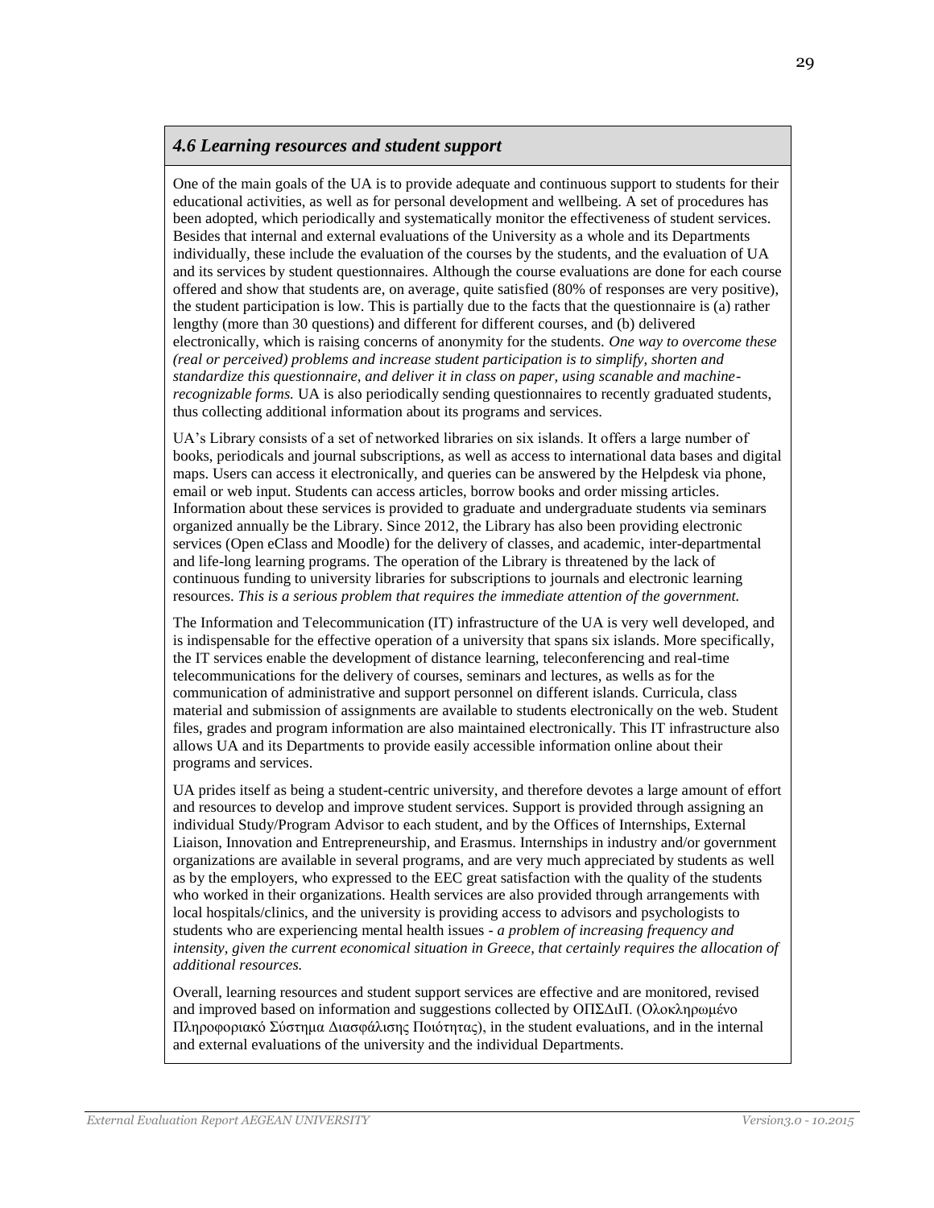### *4.6 Learning resources and student support*

One of the main goals of the UA is to provide adequate and continuous support to students for their educational activities, as well as for personal development and wellbeing. A set of procedures has been adopted, which periodically and systematically monitor the effectiveness of student services. Besides that internal and external evaluations of the University as a whole and its Departments individually, these include the evaluation of the courses by the students, and the evaluation of UA and its services by student questionnaires. Although the course evaluations are done for each course offered and show that students are, on average, quite satisfied (80% of responses are very positive), the student participation is low. This is partially due to the facts that the questionnaire is (a) rather lengthy (more than 30 questions) and different for different courses, and (b) delivered electronically, which is raising concerns of anonymity for the students. *One way to overcome these (real or perceived) problems and increase student participation is to simplify, shorten and standardize this questionnaire, and deliver it in class on paper, using scanable and machine-recognizable forms.* UA is also periodically sending questionnaires to recently graduated students, thus collecting additional information about its programs and services.

UA's Library consists of a set of networked libraries on six islands. It offers a large number of books, periodicals and journal subscriptions, as well as access to international data bases and digital maps. Users can access it electronically, and queries can be answered by the Helpdesk via phone, email or web input. Students can access articles, borrow books and order missing articles. Information about these services is provided to graduate and undergraduate students via seminars organized annually be the Library. Since 2012, the Library has also been providing electronic services (Open eClass and Moodle) for the delivery of classes, and academic, inter-departmental and life-long learning programs. The operation of the Library is threatened by the lack of continuous funding to university libraries for subscriptions to journals and electronic learning resources. *This is a serious problem that requires the immediate attention of the government.*

The Information and Telecommunication (IT) infrastructure of the UA is very well developed, and is indispensable for the effective operation of a university that spans six islands. More specifically, the IT services enable the development of distance learning, teleconferencing and real-time telecommunications for the delivery of courses, seminars and lectures, as wells as for the communication of administrative and support personnel on different islands. Curricula, class material and submission of assignments are available to students electronically on the web. Student files, grades and program information are also maintained electronically. This IT infrastructure also allows UA and its Departments to provide easily accessible information online about their programs and services.

UA prides itself as being a student-centric university, and therefore devotes a large amount of effort and resources to develop and improve student services. Support is provided through assigning an individual Study/Program Advisor to each student, and by the Offices of Internships, External Liaison, Innovation and Entrepreneurship, and Erasmus. Internships in industry and/or government organizations are available in several programs, and are very much appreciated by students as well as by the employers, who expressed to the EEC great satisfaction with the quality of the students who worked in their organizations. Health services are also provided through arrangements with local hospitals/clinics, and the university is providing access to advisors and psychologists to students who are experiencing mental health issues - *a problem of increasing frequency and intensity, given the current economical situation in Greece, that certainly requires the allocation of additional resources.*

Overall, learning resources and student support services are effective and are monitored, revised and improved based on information and suggestions collected by ΟΠΣΔιΠ. (Ολοκληρωμένο Πληροφοριακό Σύστημα Διασφάλισης Ποιότητας), in the student evaluations, and in the internal and external evaluations of the university and the individual Departments.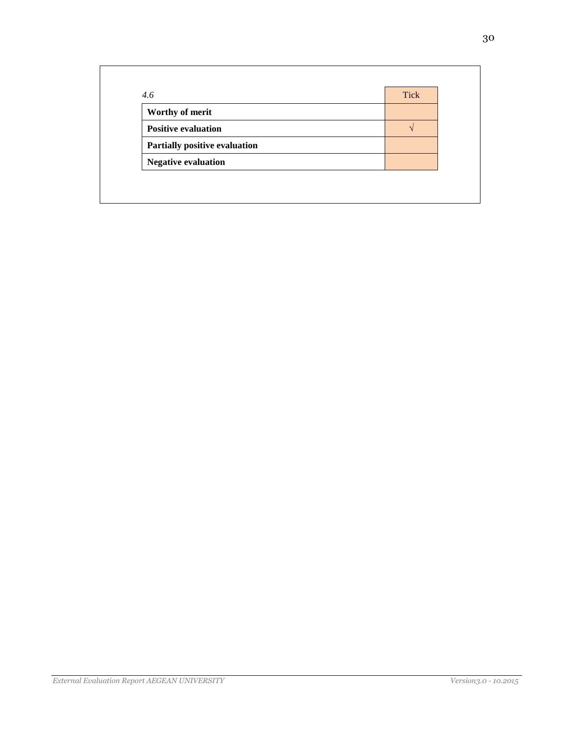| *4.6* | Tick |
| --- | --- |
| **Worthy of merit** | |
| **Positive evaluation** | √ |
| **Partially positive evaluation** | |
| **Negative evaluation** | |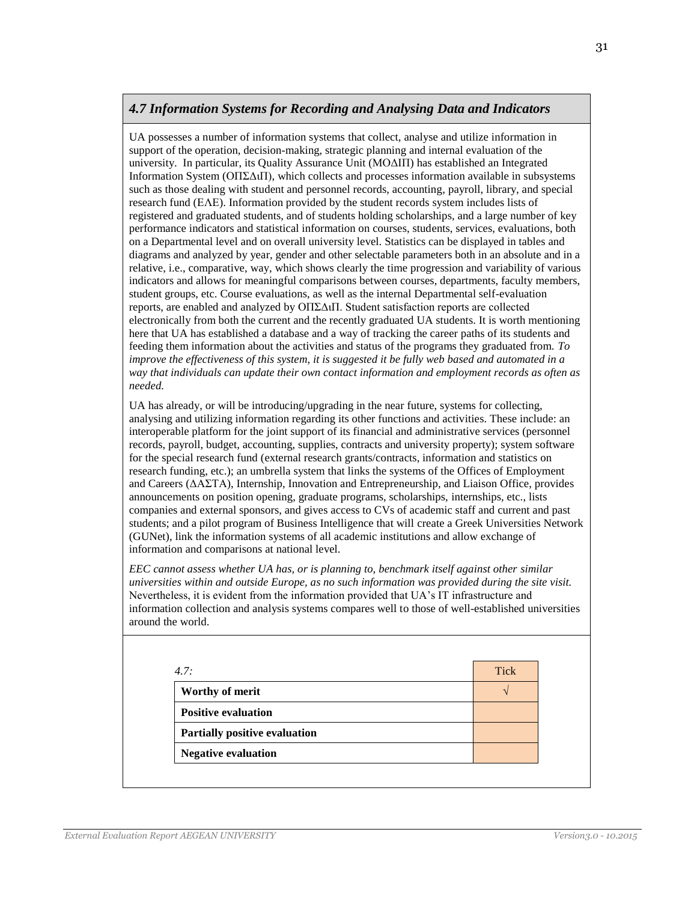### *4.7 Information Systems for Recording and Analysing Data and Indicators*

UA possesses a number of information systems that collect, analyse and utilize information in support of the operation, decision-making, strategic planning and internal evaluation of the university. In particular, its Quality Assurance Unit (ΜΟΔΙΠ) has established an Integrated Information System (ΟΠΣΔιΠ), which collects and processes information available in subsystems such as those dealing with student and personnel records, accounting, payroll, library, and special research fund (ΕΛΕ). Information provided by the student records system includes lists of registered and graduated students, and of students holding scholarships, and a large number of key performance indicators and statistical information on courses, students, services, evaluations, both on a Departmental level and on overall university level. Statistics can be displayed in tables and diagrams and analyzed by year, gender and other selectable parameters both in an absolute and in a relative, i.e., comparative, way, which shows clearly the time progression and variability of various indicators and allows for meaningful comparisons between courses, departments, faculty members, student groups, etc. Course evaluations, as well as the internal Departmental self-evaluation reports, are enabled and analyzed by ΟΠΣΔιΠ. Student satisfaction reports are collected electronically from both the current and the recently graduated UA students. It is worth mentioning here that UA has established a database and a way of tracking the career paths of its students and feeding them information about the activities and status of the programs they graduated from. *To improve the effectiveness of this system, it is suggested it be fully web based and automated in a way that individuals can update their own contact information and employment records as often as needed.*

UA has already, or will be introducing/upgrading in the near future, systems for collecting, analysing and utilizing information regarding its other functions and activities. These include: an interoperable platform for the joint support of its financial and administrative services (personnel records, payroll, budget, accounting, supplies, contracts and university property); system software for the special research fund (external research grants/contracts, information and statistics on research funding, etc.); an umbrella system that links the systems of the Offices of Employment and Careers (ΔΑΣΤΑ), Internship, Innovation and Entrepreneurship, and Liaison Office, provides announcements on position opening, graduate programs, scholarships, internships, etc., lists companies and external sponsors, and gives access to CVs of academic staff and current and past students; and a pilot program of Business Intelligence that will create a Greek Universities Network (GUNet), link the information systems of all academic institutions and allow exchange of information and comparisons at national level.

*EEC cannot assess whether UA has, or is planning to, benchmark itself against other similar universities within and outside Europe, as no such information was provided during the site visit.* Nevertheless, it is evident from the information provided that UA's IT infrastructure and information collection and analysis systems compares well to those of well-established universities around the world.

| *4.7:* | Tick |
|---|---|
| **Worthy of merit** | √ |
| **Positive evaluation** | |
| **Partially positive evaluation** | |
| **Negative evaluation** | |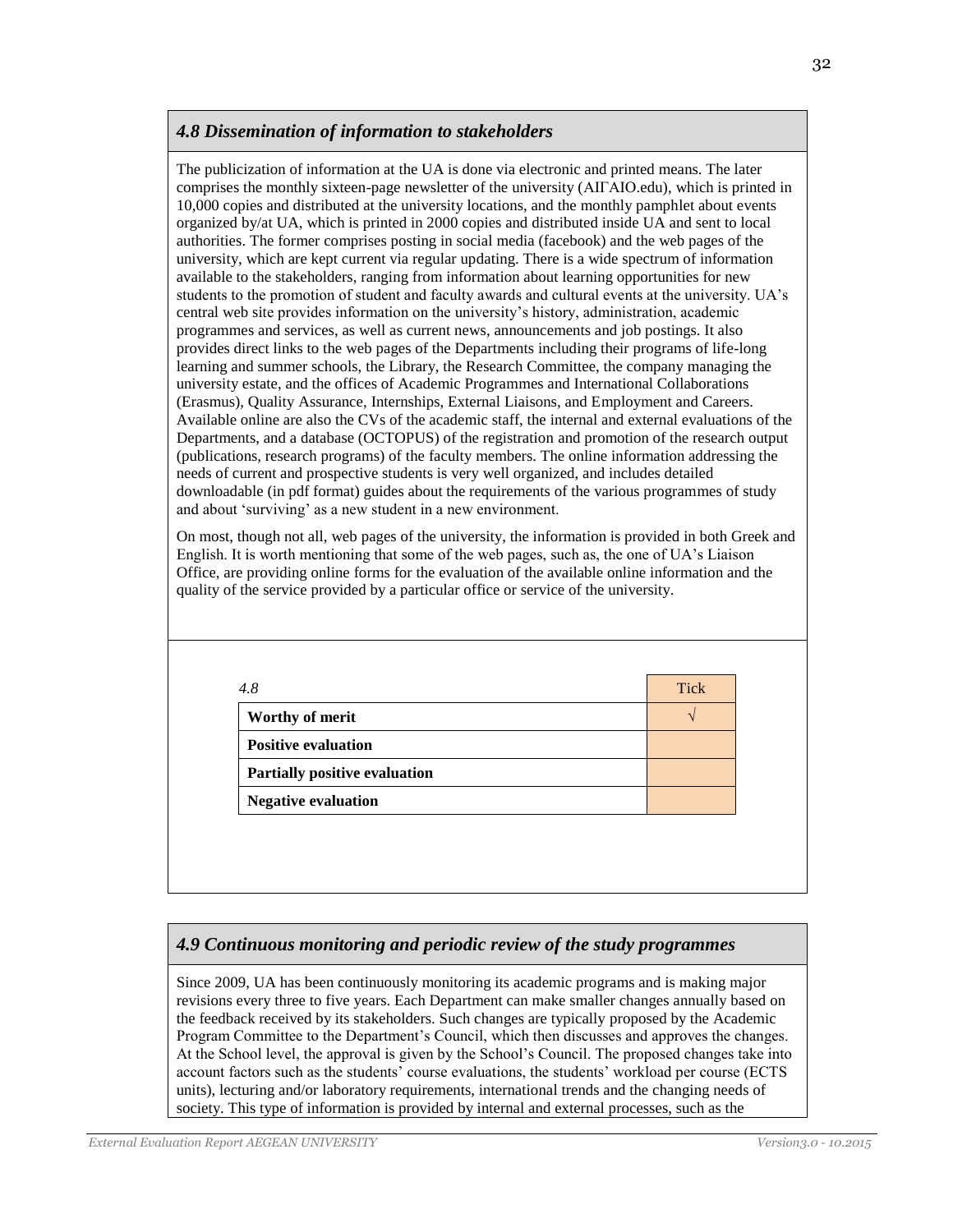### *4.8 Dissemination of information to stakeholders*

The publicization of information at the UA is done via electronic and printed means. The later comprises the monthly sixteen-page newsletter of the university (ΑΙΓΑΙΟ.edu), which is printed in 10,000 copies and distributed at the university locations, and the monthly pamphlet about events organized by/at UA, which is printed in 2000 copies and distributed inside UA and sent to local authorities. The former comprises posting in social media (facebook) and the web pages of the university, which are kept current via regular updating. There is a wide spectrum of information available to the stakeholders, ranging from information about learning opportunities for new students to the promotion of student and faculty awards and cultural events at the university. UA's central web site provides information on the university's history, administration, academic programmes and services, as well as current news, announcements and job postings. It also provides direct links to the web pages of the Departments including their programs of life-long learning and summer schools, the Library, the Research Committee, the company managing the university estate, and the offices of Academic Programmes and International Collaborations (Erasmus), Quality Assurance, Internships, External Liaisons, and Employment and Careers. Available online are also the CVs of the academic staff, the internal and external evaluations of the Departments, and a database (OCTOPUS) of the registration and promotion of the research output (publications, research programs) of the faculty members. The online information addressing the needs of current and prospective students is very well organized, and includes detailed downloadable (in pdf format) guides about the requirements of the various programmes of study and about 'surviving' as a new student in a new environment.

On most, though not all, web pages of the university, the information is provided in both Greek and English. It is worth mentioning that some of the web pages, such as, the one of UA's Liaison Office, are providing online forms for the evaluation of the available online information and the quality of the service provided by a particular office or service of the university.

| *4.8* | Tick |
|---|---|
| **Worthy of merit** | √ |
| **Positive evaluation** | |
| **Partially positive evaluation** | |
| **Negative evaluation** | |

### *4.9 Continuous monitoring and periodic review of the study programmes*

Since 2009, UA has been continuously monitoring its academic programs and is making major revisions every three to five years. Each Department can make smaller changes annually based on the feedback received by its stakeholders. Such changes are typically proposed by the Academic Program Committee to the Department's Council, which then discusses and approves the changes. At the School level, the approval is given by the School's Council. The proposed changes take into account factors such as the students' course evaluations, the students' workload per course (ECTS units), lecturing and/or laboratory requirements, international trends and the changing needs of society. This type of information is provided by internal and external processes, such as the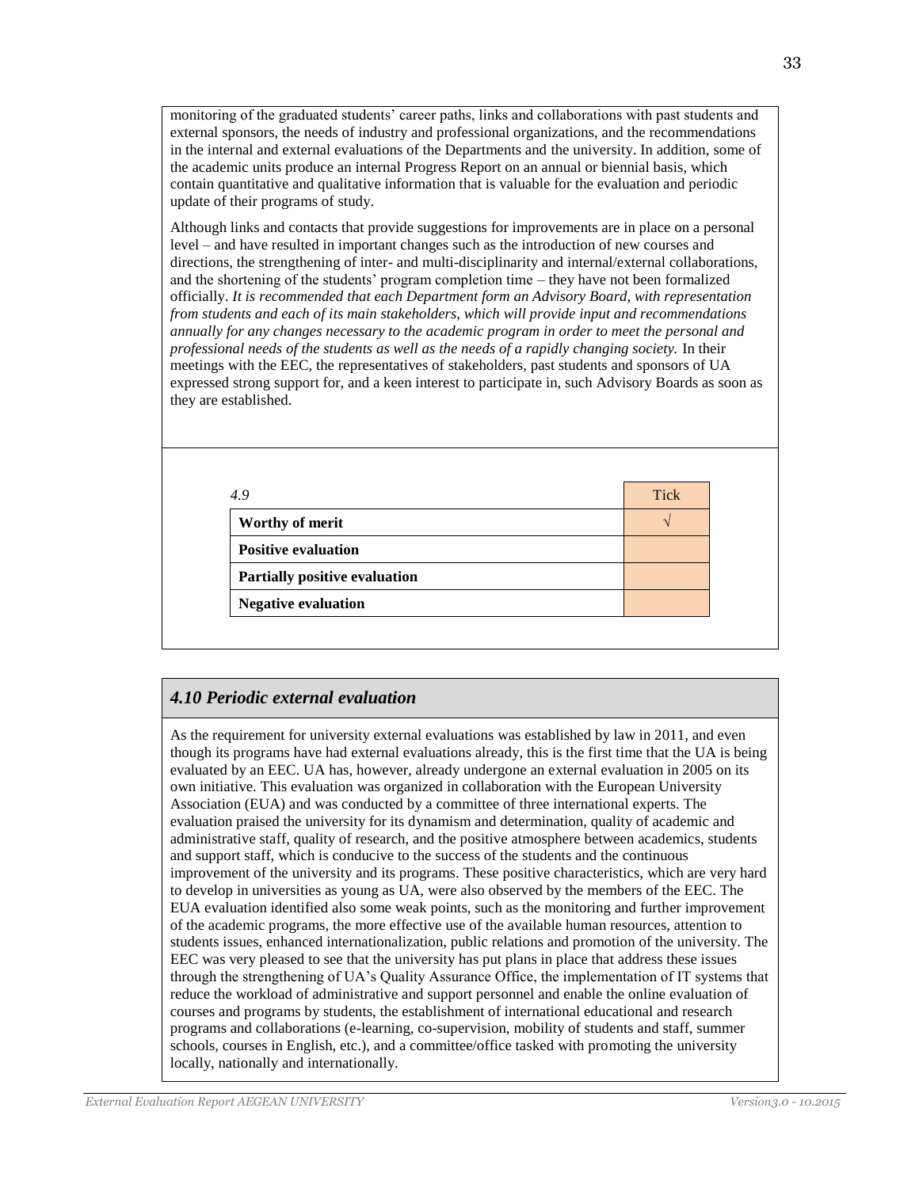monitoring of the graduated students' career paths, links and collaborations with past students and external sponsors, the needs of industry and professional organizations, and the recommendations in the internal and external evaluations of the Departments and the university. In addition, some of the academic units produce an internal Progress Report on an annual or biennial basis, which contain quantitative and qualitative information that is valuable for the evaluation and periodic update of their programs of study.

Although links and contacts that provide suggestions for improvements are in place on a personal level – and have resulted in important changes such as the introduction of new courses and directions, the strengthening of inter- and multi-disciplinarity and internal/external collaborations, and the shortening of the students' program completion time – they have not been formalized officially. *It is recommended that each Department form an Advisory Board, with representation from students and each of its main stakeholders, which will provide input and recommendations annually for any changes necessary to the academic program in order to meet the personal and professional needs of the students as well as the needs of a rapidly changing society.* In their meetings with the EEC, the representatives of stakeholders, past students and sponsors of UA expressed strong support for, and a keen interest to participate in, such Advisory Boards as soon as they are established.

| *4.9* | Tick |
|---|---|
| **Worthy of merit** | √ |
| **Positive evaluation** | |
| **Partially positive evaluation** | |
| **Negative evaluation** | |

## *4.10 Periodic external evaluation*

As the requirement for university external evaluations was established by law in 2011, and even though its programs have had external evaluations already, this is the first time that the UA is being evaluated by an EEC. UA has, however, already undergone an external evaluation in 2005 on its own initiative. This evaluation was organized in collaboration with the European University Association (EUA) and was conducted by a committee of three international experts. The evaluation praised the university for its dynamism and determination, quality of academic and administrative staff, quality of research, and the positive atmosphere between academics, students and support staff, which is conducive to the success of the students and the continuous improvement of the university and its programs. These positive characteristics, which are very hard to develop in universities as young as UA, were also observed by the members of the EEC. The EUA evaluation identified also some weak points, such as the monitoring and further improvement of the academic programs, the more effective use of the available human resources, attention to students issues, enhanced internationalization, public relations and promotion of the university. The EEC was very pleased to see that the university has put plans in place that address these issues through the strengthening of UA's Quality Assurance Office, the implementation of IT systems that reduce the workload of administrative and support personnel and enable the online evaluation of courses and programs by students, the establishment of international educational and research programs and collaborations (e-learning, co-supervision, mobility of students and staff, summer schools, courses in English, etc.), and a committee/office tasked with promoting the university locally, nationally and internationally.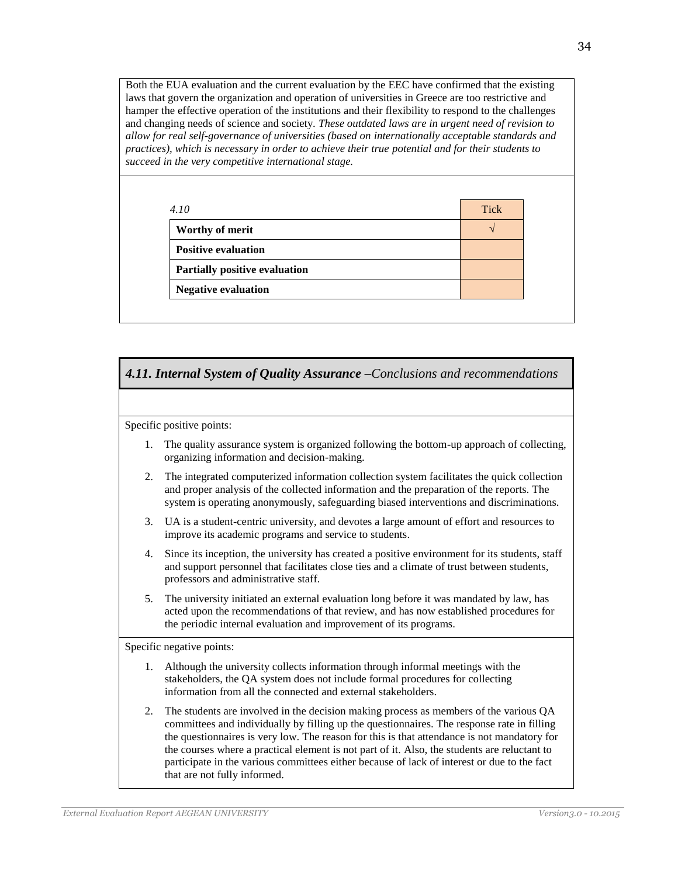Both the EUA evaluation and the current evaluation by the EEC have confirmed that the existing laws that govern the organization and operation of universities in Greece are too restrictive and hamper the effective operation of the institutions and their flexibility to respond to the challenges and changing needs of science and society. *These outdated laws are in urgent need of revision to allow for real self-governance of universities (based on internationally acceptable standards and practices), which is necessary in order to achieve their true potential and for their students to succeed in the very competitive international stage.*

| *4.10* | Tick |
|---|---|
| **Worthy of merit** | √ |
| **Positive evaluation** | |
| **Partially positive evaluation** | |
| **Negative evaluation** | |

## *4.11. Internal System of Quality Assurance –Conclusions and recommendations*

Specific positive points:

1. The quality assurance system is organized following the bottom-up approach of collecting, organizing information and decision-making.
2. The integrated computerized information collection system facilitates the quick collection and proper analysis of the collected information and the preparation of the reports. The system is operating anonymously, safeguarding biased interventions and discriminations.
3. UA is a student-centric university, and devotes a large amount of effort and resources to improve its academic programs and service to students.
4. Since its inception, the university has created a positive environment for its students, staff and support personnel that facilitates close ties and a climate of trust between students, professors and administrative staff.
5. The university initiated an external evaluation long before it was mandated by law, has acted upon the recommendations of that review, and has now established procedures for the periodic internal evaluation and improvement of its programs.

Specific negative points:

1. Although the university collects information through informal meetings with the stakeholders, the QA system does not include formal procedures for collecting information from all the connected and external stakeholders.
2. The students are involved in the decision making process as members of the various QA committees and individually by filling up the questionnaires. The response rate in filling the questionnaires is very low. The reason for this is that attendance is not mandatory for the courses where a practical element is not part of it. Also, the students are reluctant to participate in the various committees either because of lack of interest or due to the fact that are not fully informed.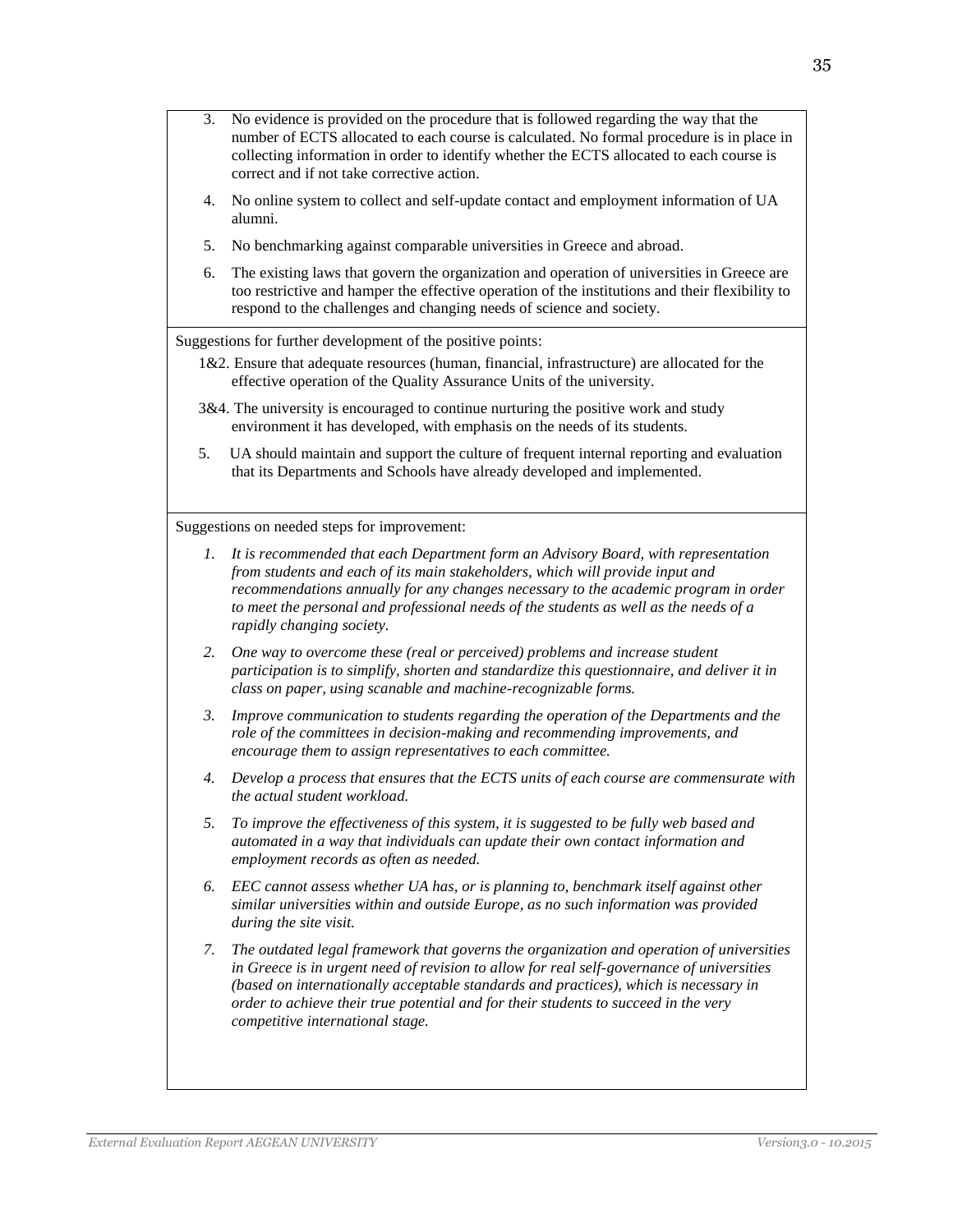3. No evidence is provided on the procedure that is followed regarding the way that the number of ECTS allocated to each course is calculated. No formal procedure is in place in collecting information in order to identify whether the ECTS allocated to each course is correct and if not take corrective action.
4. No online system to collect and self-update contact and employment information of UA alumni.
5. No benchmarking against comparable universities in Greece and abroad.
6. The existing laws that govern the organization and operation of universities in Greece are too restrictive and hamper the effective operation of the institutions and their flexibility to respond to the challenges and changing needs of science and society.

Suggestions for further development of the positive points:

1&2. Ensure that adequate resources (human, financial, infrastructure) are allocated for the effective operation of the Quality Assurance Units of the university.

3&4. The university is encouraged to continue nurturing the positive work and study environment it has developed, with emphasis on the needs of its students.

5. UA should maintain and support the culture of frequent internal reporting and evaluation that its Departments and Schools have already developed and implemented.

Suggestions on needed steps for improvement:

1. *It is recommended that each Department form an Advisory Board, with representation from students and each of its main stakeholders, which will provide input and recommendations annually for any changes necessary to the academic program in order to meet the personal and professional needs of the students as well as the needs of a rapidly changing society.*
2. *One way to overcome these (real or perceived) problems and increase student participation is to simplify, shorten and standardize this questionnaire, and deliver it in class on paper, using scanable and machine-recognizable forms.*
3. *Improve communication to students regarding the operation of the Departments and the role of the committees in decision-making and recommending improvements, and encourage them to assign representatives to each committee.*
4. *Develop a process that ensures that the ECTS units of each course are commensurate with the actual student workload.*
5. *To improve the effectiveness of this system, it is suggested to be fully web based and automated in a way that individuals can update their own contact information and employment records as often as needed.*
6. *EEC cannot assess whether UA has, or is planning to, benchmark itself against other similar universities within and outside Europe, as no such information was provided during the site visit.*
7. *The outdated legal framework that governs the organization and operation of universities in Greece is in urgent need of revision to allow for real self-governance of universities (based on internationally acceptable standards and practices), which is necessary in order to achieve their true potential and for their students to succeed in the very competitive international stage.*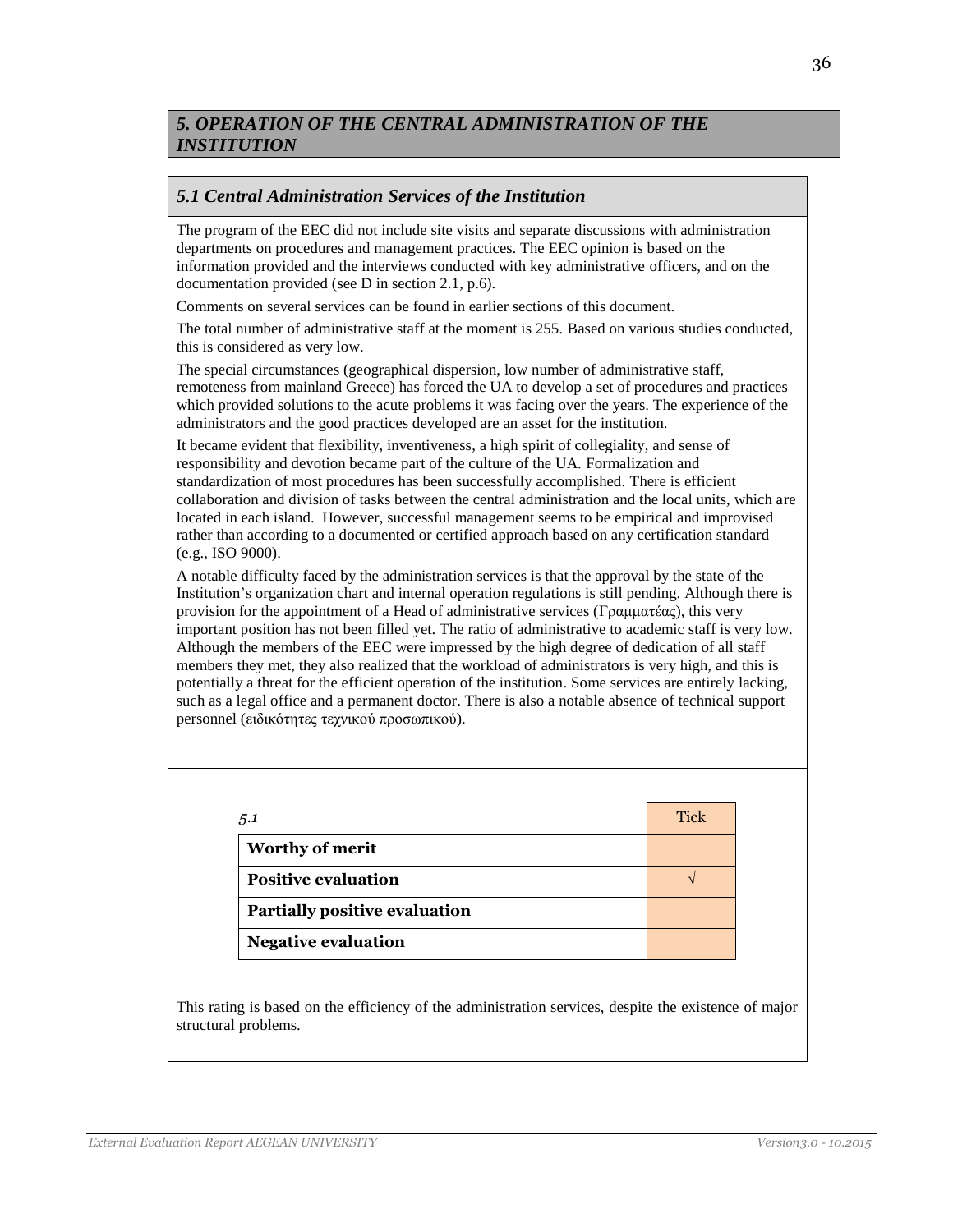## *5. OPERATION OF THE CENTRAL ADMINISTRATION OF THE INSTITUTION*

### *5.1 Central Administration Services of the Institution*

The program of the EEC did not include site visits and separate discussions with administration departments on procedures and management practices. The EEC opinion is based on the information provided and the interviews conducted with key administrative officers, and on the documentation provided (see D in section 2.1, p.6).

Comments on several services can be found in earlier sections of this document.

The total number of administrative staff at the moment is 255. Based on various studies conducted, this is considered as very low.

The special circumstances (geographical dispersion, low number of administrative staff, remoteness from mainland Greece) has forced the UA to develop a set of procedures and practices which provided solutions to the acute problems it was facing over the years. The experience of the administrators and the good practices developed are an asset for the institution.

It became evident that flexibility, inventiveness, a high spirit of collegiality, and sense of responsibility and devotion became part of the culture of the UA. Formalization and standardization of most procedures has been successfully accomplished. There is efficient collaboration and division of tasks between the central administration and the local units, which are located in each island. However, successful management seems to be empirical and improvised rather than according to a documented or certified approach based on any certification standard (e.g., ISO 9000).

A notable difficulty faced by the administration services is that the approval by the state of the Institution's organization chart and internal operation regulations is still pending. Although there is provision for the appointment of a Head of administrative services (Γραμματέας), this very important position has not been filled yet. The ratio of administrative to academic staff is very low. Although the members of the EEC were impressed by the high degree of dedication of all staff members they met, they also realized that the workload of administrators is very high, and this is potentially a threat for the efficient operation of the institution. Some services are entirely lacking, such as a legal office and a permanent doctor. There is also a notable absence of technical support personnel (ειδικότητες τεχνικού προσωπικού).

| *5.1* | Tick |
|---|---|
| **Worthy of merit** | |
| **Positive evaluation** | √ |
| **Partially positive evaluation** | |
| **Negative evaluation** | |

This rating is based on the efficiency of the administration services, despite the existence of major structural problems.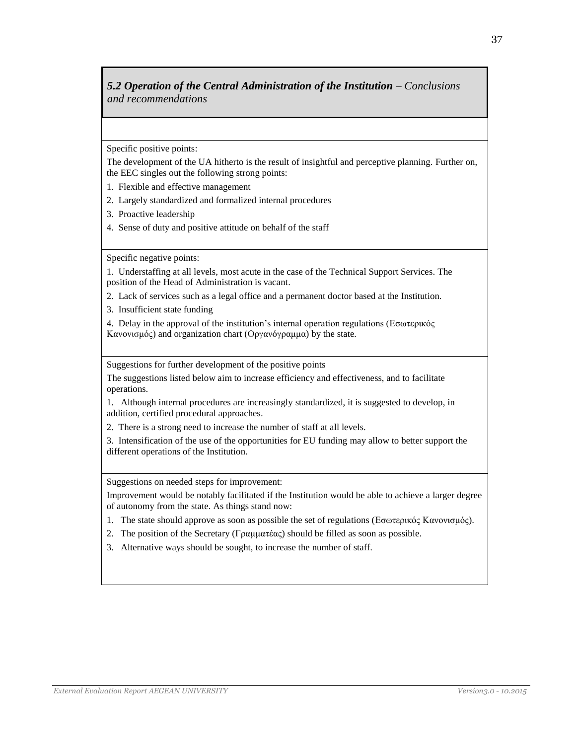### *5.2 Operation of the Central Administration of the Institution – Conclusions and recommendations*

Specific positive points:

The development of the UA hitherto is the result of insightful and perceptive planning. Further on, the EEC singles out the following strong points:

1. Flexible and effective management
2. Largely standardized and formalized internal procedures
3. Proactive leadership
4. Sense of duty and positive attitude on behalf of the staff

Specific negative points:

1. Understaffing at all levels, most acute in the case of the Technical Support Services. The position of the Head of Administration is vacant.
2. Lack of services such as a legal office and a permanent doctor based at the Institution.
3. Insufficient state funding
4. Delay in the approval of the institution's internal operation regulations (Εσωτερικός Κανονισμός) and organization chart (Οργανόγραμμα) by the state.

Suggestions for further development of the positive points

The suggestions listed below aim to increase efficiency and effectiveness, and to facilitate operations.

1. Although internal procedures are increasingly standardized, it is suggested to develop, in addition, certified procedural approaches.
2. There is a strong need to increase the number of staff at all levels.
3. Intensification of the use of the opportunities for EU funding may allow to better support the different operations of the Institution.

Suggestions on needed steps for improvement:

Improvement would be notably facilitated if the Institution would be able to achieve a larger degree of autonomy from the state. As things stand now:

1. The state should approve as soon as possible the set of regulations (Εσωτερικός Κανονισμός).
2. The position of the Secretary (Γραμματέας) should be filled as soon as possible.
3. Alternative ways should be sought, to increase the number of staff.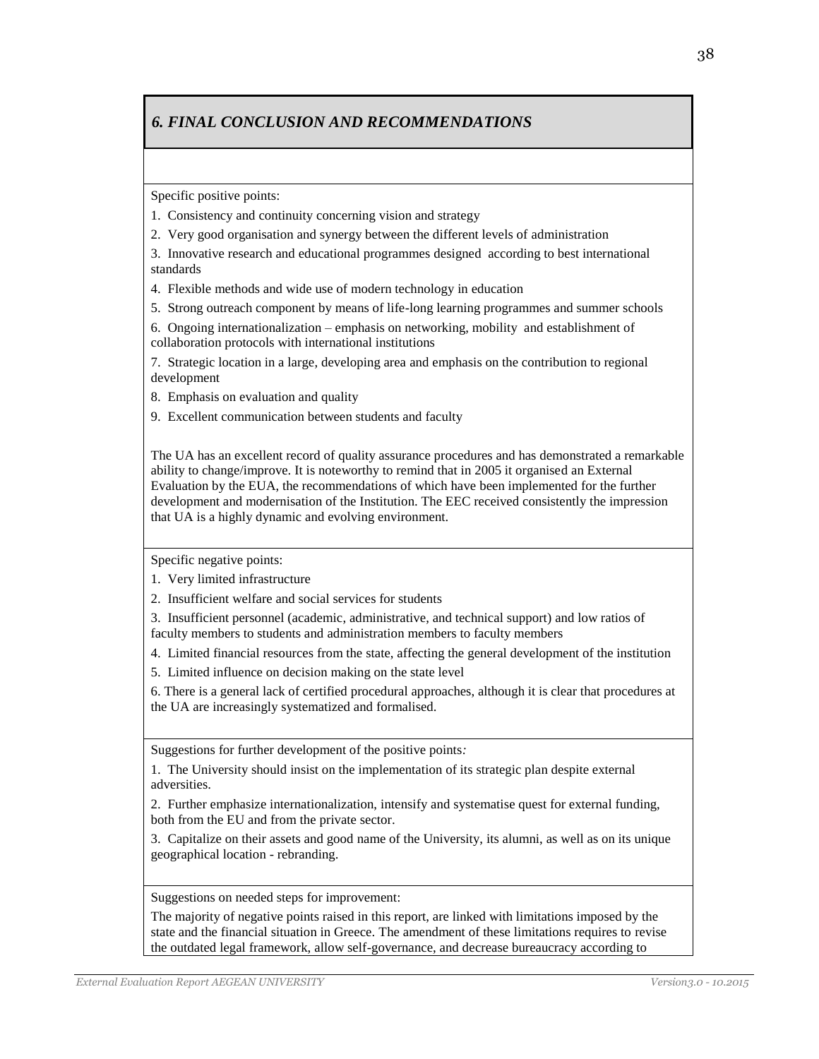## *6. FINAL CONCLUSION AND RECOMMENDATIONS*

Specific positive points:

1. Consistency and continuity concerning vision and strategy
2. Very good organisation and synergy between the different levels of administration
3. Innovative research and educational programmes designed according to best international standards
4. Flexible methods and wide use of modern technology in education
5. Strong outreach component by means of life-long learning programmes and summer schools
6. Ongoing internationalization – emphasis on networking, mobility and establishment of collaboration protocols with international institutions
7. Strategic location in a large, developing area and emphasis on the contribution to regional development
8. Emphasis on evaluation and quality
9. Excellent communication between students and faculty

The UA has an excellent record of quality assurance procedures and has demonstrated a remarkable ability to change/improve. It is noteworthy to remind that in 2005 it organised an External Evaluation by the EUA, the recommendations of which have been implemented for the further development and modernisation of the Institution. The EEC received consistently the impression that UA is a highly dynamic and evolving environment.

Specific negative points:

1. Very limited infrastructure
2. Insufficient welfare and social services for students
3. Insufficient personnel (academic, administrative, and technical support) and low ratios of faculty members to students and administration members to faculty members
4. Limited financial resources from the state, affecting the general development of the institution
5. Limited influence on decision making on the state level
6. There is a general lack of certified procedural approaches, although it is clear that procedures at the UA are increasingly systematized and formalised.

Suggestions for further development of the positive points*:*

1. The University should insist on the implementation of its strategic plan despite external adversities.
2. Further emphasize internationalization, intensify and systematise quest for external funding, both from the EU and from the private sector.
3. Capitalize on their assets and good name of the University, its alumni, as well as on its unique geographical location - rebranding.

Suggestions on needed steps for improvement:

The majority of negative points raised in this report, are linked with limitations imposed by the state and the financial situation in Greece. The amendment of these limitations requires to revise the outdated legal framework, allow self-governance, and decrease bureaucracy according to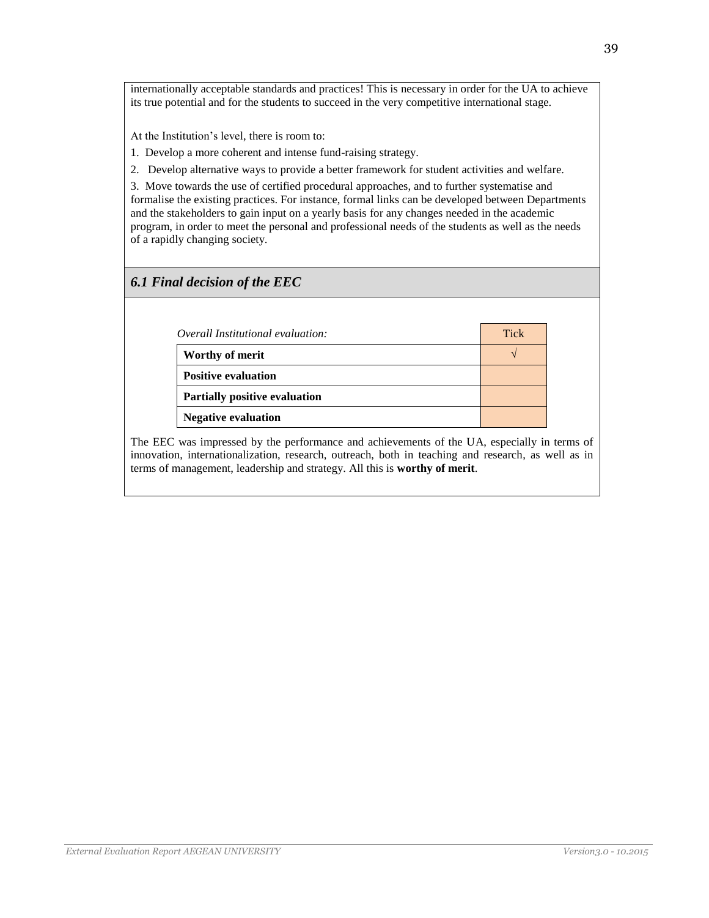internationally acceptable standards and practices! This is necessary in order for the UA to achieve its true potential and for the students to succeed in the very competitive international stage.

At the Institution's level, there is room to:

1. Develop a more coherent and intense fund-raising strategy.
2. Develop alternative ways to provide a better framework for student activities and welfare.
3. Move towards the use of certified procedural approaches, and to further systematise and formalise the existing practices. For instance, formal links can be developed between Departments and the stakeholders to gain input on a yearly basis for any changes needed in the academic program, in order to meet the personal and professional needs of the students as well as the needs of a rapidly changing society.

## *6.1 Final decision of the EEC*

| *Overall Institutional evaluation:* | Tick |
|---|---|
| **Worthy of merit** | √ |
| **Positive evaluation** | |
| **Partially positive evaluation** | |
| **Negative evaluation** | |

The EEC was impressed by the performance and achievements of the UA, especially in terms of innovation, internationalization, research, outreach, both in teaching and research, as well as in terms of management, leadership and strategy. All this is **worthy of merit**.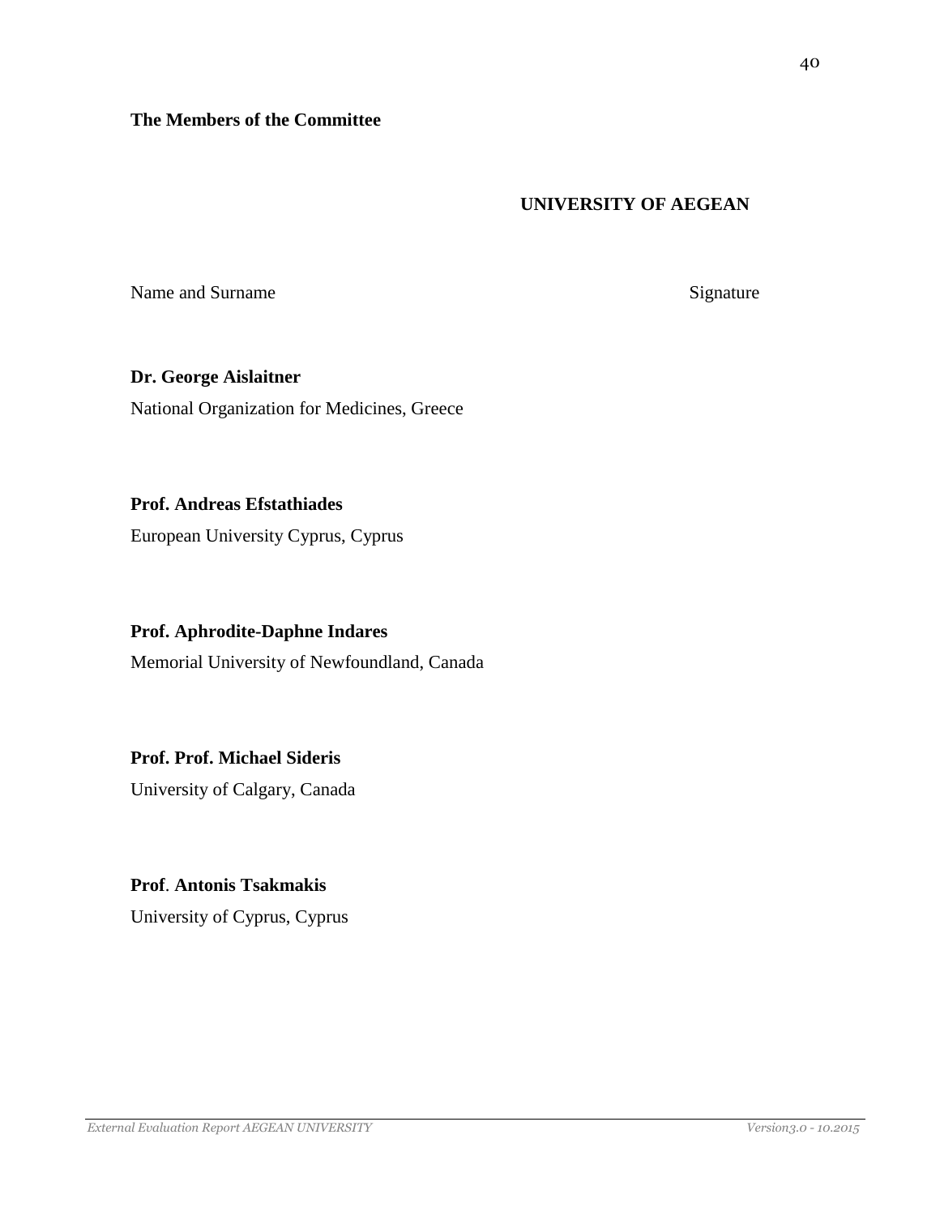**The Members of the Committee**

**UNIVERSITY OF AEGEAN**

Name and Surname Signature

**Dr. George Aislaitner**

National Organization for Medicines, Greece

**Prof. Andreas Efstathiades**

European University Cyprus, Cyprus

**Prof. Aphrodite-Daphne Indares**

Memorial University of Newfoundland, Canada

**Prof. Prof. Michael Sideris**

University of Calgary, Canada

**Prof**. **Antonis Tsakmakis**

University of Cyprus, Cyprus